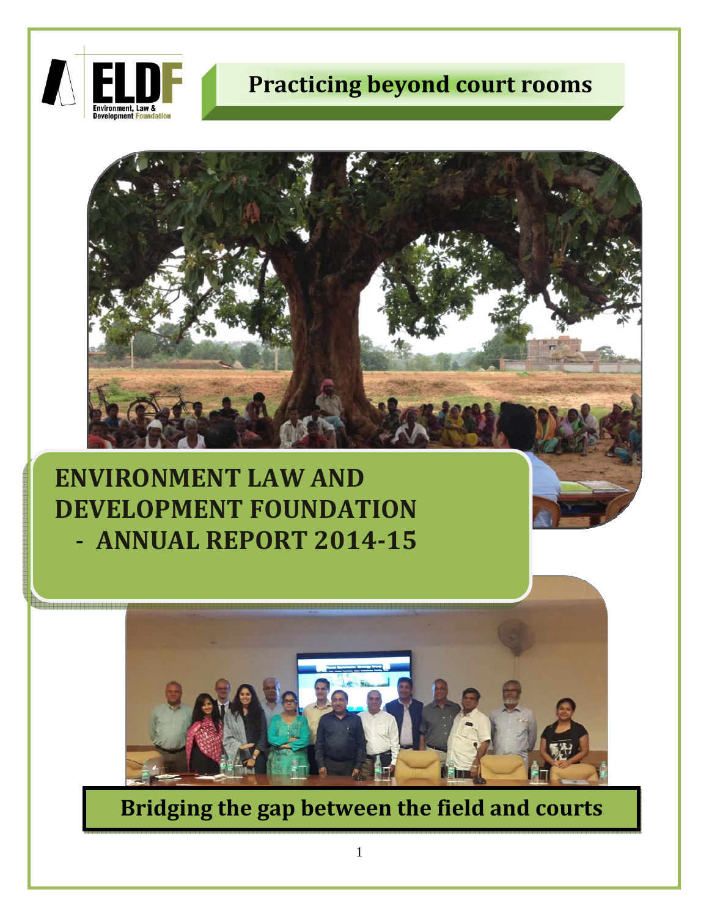ELDF

Environment, Law & Development Foundation

## Practicing beyond court rooms

# ENVIRONMENT LAW AND DEVELOPMENT FOUNDATION - ANNUAL REPORT 2014-15

## Bridging the gap between the field and courts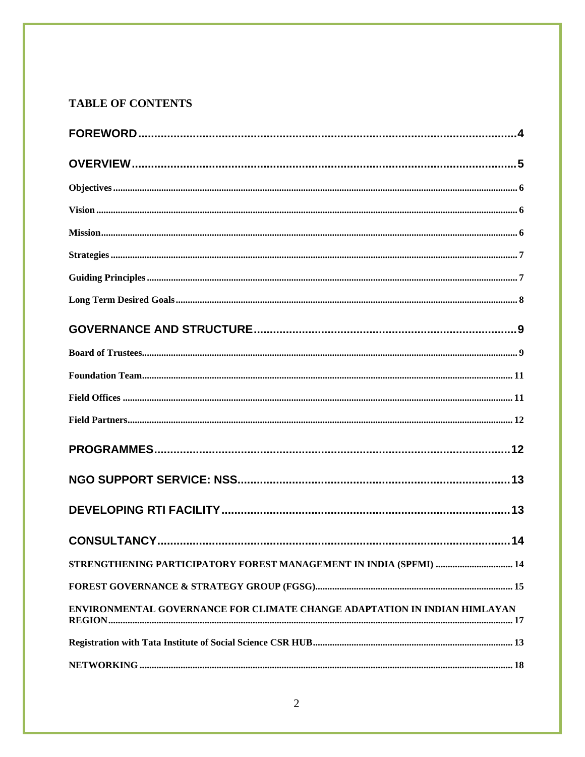# TABLE OF CONTENTS

FOREWORD....4

OVERVIEW....5

- Objectives....6
- Vision....6
- Mission....6
- Strategies....7
- Guiding Principles....7
- Long Term Desired Goals....8

GOVERNANCE AND STRUCTURE....9

- Board of Trustees....9
- Foundation Team....11
- Field Offices....11
- Field Partners....12

PROGRAMMES....12

NGO SUPPORT SERVICE: NSS....13

DEVELOPING RTI FACILITY....13

CONSULTANCY....14

- STRENGTHENING PARTICIPATORY FOREST MANAGEMENT IN INDIA (SPFMI)....14
- FOREST GOVERNANCE & STRATEGY GROUP (FGSG)....15
- ENVIRONMENTAL GOVERNANCE FOR CLIMATE CHANGE ADAPTATION IN INDIAN HIMLAYAN REGION....17
- Registration with Tata Institute of Social Science CSR HUB....13
- NETWORKING....18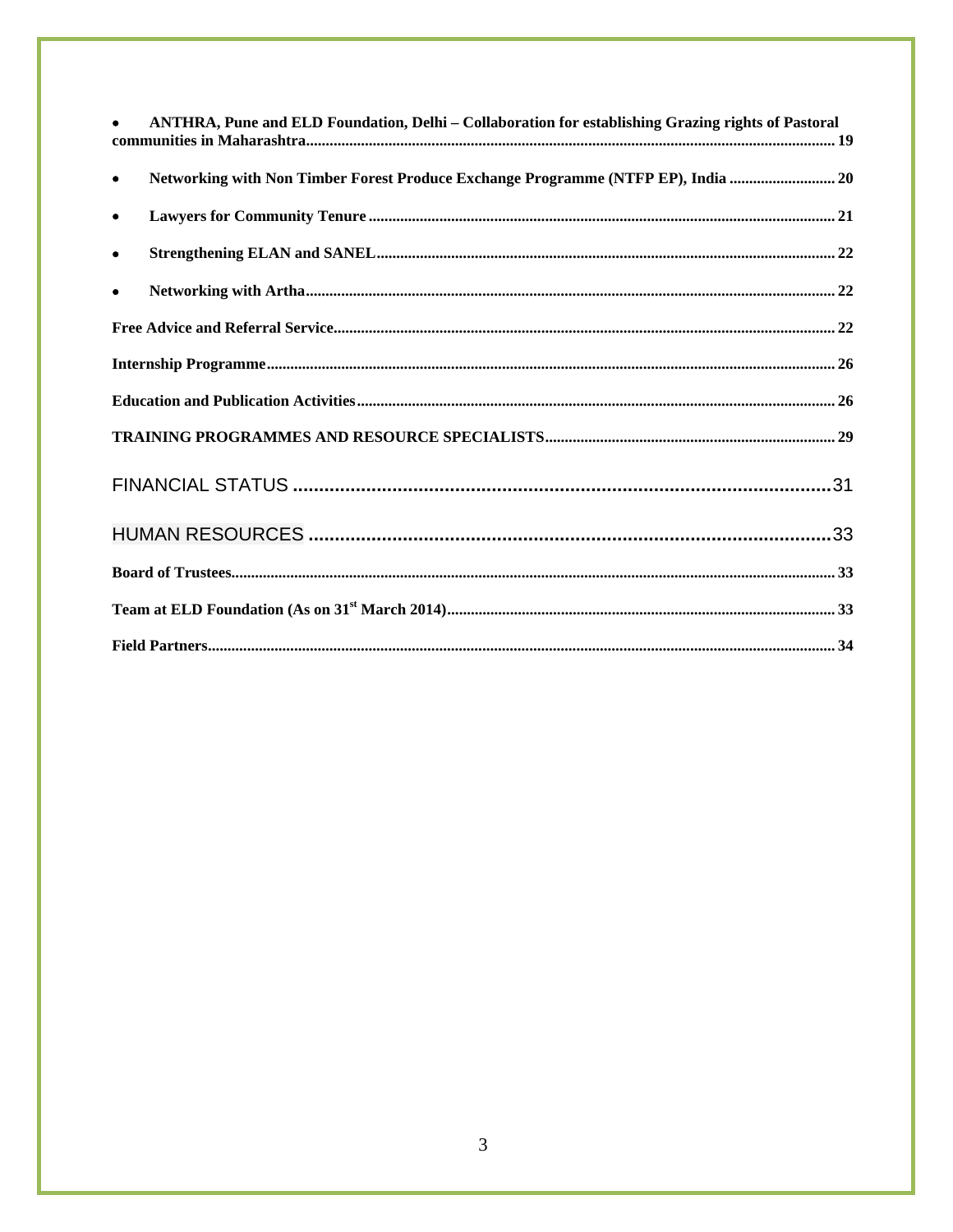- **ANTHRA, Pune and ELD Foundation, Delhi – Collaboration for establishing Grazing rights of Pastoral communities in Maharashtra** ........ 19
- **Networking with Non Timber Forest Produce Exchange Programme (NTFP EP), India** ........ 20
- **Lawyers for Community Tenure** ........ 21
- **Strengthening ELAN and SANEL** ........ 22
- **Networking with Artha** ........ 22

**Free Advice and Referral Service** ........ 22

**Internship Programme** ........ 26

**Education and Publication Activities** ........ 26

**TRAINING PROGRAMMES AND RESOURCE SPECIALISTS** ........ 29

FINANCIAL STATUS ........ 31

HUMAN RESOURCES ........ 33

**Board of Trustees** ........ 33

**Team at ELD Foundation (As on 31st March 2014)** ........ 33

**Field Partners** ........ 34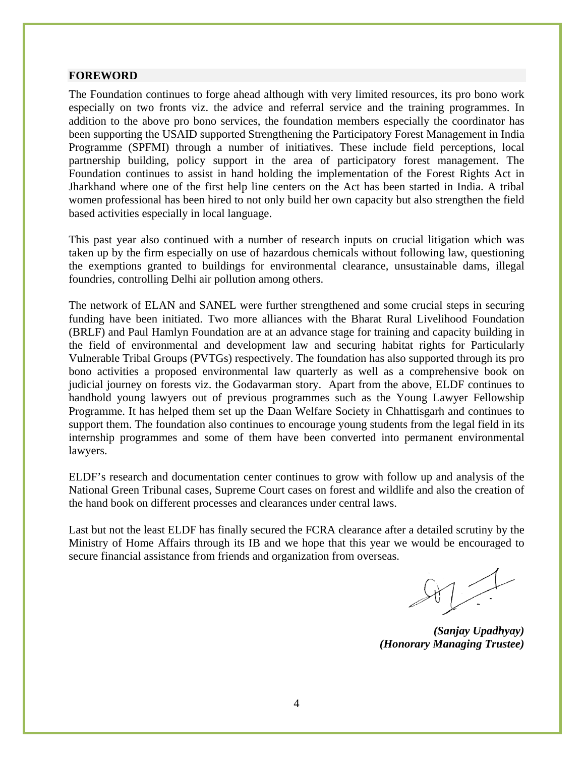## FOREWORD

The Foundation continues to forge ahead although with very limited resources, its pro bono work especially on two fronts viz. the advice and referral service and the training programmes. In addition to the above pro bono services, the foundation members especially the coordinator has been supporting the USAID supported Strengthening the Participatory Forest Management in India Programme (SPFMI) through a number of initiatives. These include field perceptions, local partnership building, policy support in the area of participatory forest management. The Foundation continues to assist in hand holding the implementation of the Forest Rights Act in Jharkhand where one of the first help line centers on the Act has been started in India. A tribal women professional has been hired to not only build her own capacity but also strengthen the field based activities especially in local language.

This past year also continued with a number of research inputs on crucial litigation which was taken up by the firm especially on use of hazardous chemicals without following law, questioning the exemptions granted to buildings for environmental clearance, unsustainable dams, illegal foundries, controlling Delhi air pollution among others.

The network of ELAN and SANEL were further strengthened and some crucial steps in securing funding have been initiated. Two more alliances with the Bharat Rural Livelihood Foundation (BRLF) and Paul Hamlyn Foundation are at an advance stage for training and capacity building in the field of environmental and development law and securing habitat rights for Particularly Vulnerable Tribal Groups (PVTGs) respectively. The foundation has also supported through its pro bono activities a proposed environmental law quarterly as well as a comprehensive book on judicial journey on forests viz. the Godavarman story. Apart from the above, ELDF continues to handhold young lawyers out of previous programmes such as the Young Lawyer Fellowship Programme. It has helped them set up the Daan Welfare Society in Chhattisgarh and continues to support them. The foundation also continues to encourage young students from the legal field in its internship programmes and some of them have been converted into permanent environmental lawyers.

ELDF's research and documentation center continues to grow with follow up and analysis of the National Green Tribunal cases, Supreme Court cases on forest and wildlife and also the creation of the hand book on different processes and clearances under central laws.

Last but not the least ELDF has finally secured the FCRA clearance after a detailed scrutiny by the Ministry of Home Affairs through its IB and we hope that this year we would be encouraged to secure financial assistance from friends and organization from overseas.

***(Sanjay Upadhyay)***
***(Honorary Managing Trustee)***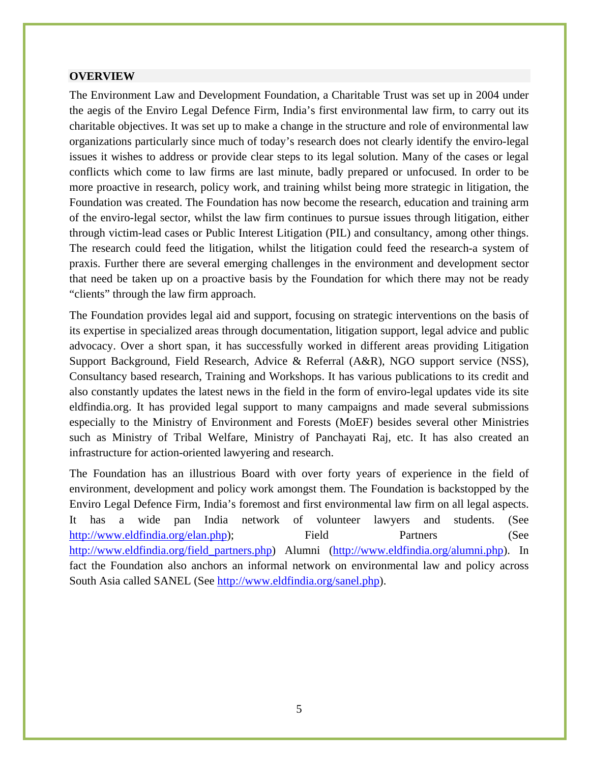## OVERVIEW

The Environment Law and Development Foundation, a Charitable Trust was set up in 2004 under the aegis of the Enviro Legal Defence Firm, India's first environmental law firm, to carry out its charitable objectives. It was set up to make a change in the structure and role of environmental law organizations particularly since much of today's research does not clearly identify the enviro-legal issues it wishes to address or provide clear steps to its legal solution. Many of the cases or legal conflicts which come to law firms are last minute, badly prepared or unfocused. In order to be more proactive in research, policy work, and training whilst being more strategic in litigation, the Foundation was created. The Foundation has now become the research, education and training arm of the enviro-legal sector, whilst the law firm continues to pursue issues through litigation, either through victim-lead cases or Public Interest Litigation (PIL) and consultancy, among other things. The research could feed the litigation, whilst the litigation could feed the research-a system of praxis. Further there are several emerging challenges in the environment and development sector that need be taken up on a proactive basis by the Foundation for which there may not be ready "clients" through the law firm approach.

The Foundation provides legal aid and support, focusing on strategic interventions on the basis of its expertise in specialized areas through documentation, litigation support, legal advice and public advocacy. Over a short span, it has successfully worked in different areas providing Litigation Support Background, Field Research, Advice & Referral (A&R), NGO support service (NSS), Consultancy based research, Training and Workshops. It has various publications to its credit and also constantly updates the latest news in the field in the form of enviro-legal updates vide its site eldfindia.org. It has provided legal support to many campaigns and made several submissions especially to the Ministry of Environment and Forests (MoEF) besides several other Ministries such as Ministry of Tribal Welfare, Ministry of Panchayati Raj, etc. It has also created an infrastructure for action-oriented lawyering and research.

The Foundation has an illustrious Board with over forty years of experience in the field of environment, development and policy work amongst them. The Foundation is backstopped by the Enviro Legal Defence Firm, India's foremost and first environmental law firm on all legal aspects. It has a wide pan India network of volunteer lawyers and students. (See http://www.eldfindia.org/elan.php); Field Partners (See http://www.eldfindia.org/field_partners.php) Alumni (http://www.eldfindia.org/alumni.php). In fact the Foundation also anchors an informal network on environmental law and policy across South Asia called SANEL (See http://www.eldfindia.org/sanel.php).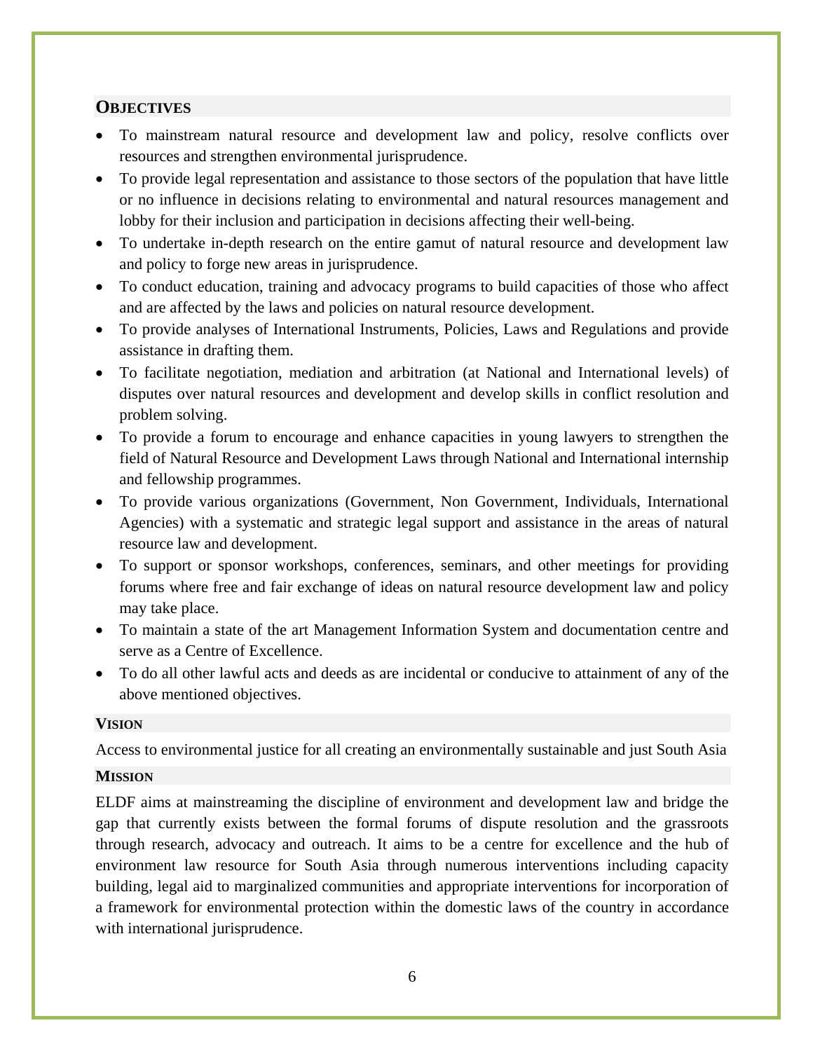## Objectives

- To mainstream natural resource and development law and policy, resolve conflicts over resources and strengthen environmental jurisprudence.
- To provide legal representation and assistance to those sectors of the population that have little or no influence in decisions relating to environmental and natural resources management and lobby for their inclusion and participation in decisions affecting their well-being.
- To undertake in-depth research on the entire gamut of natural resource and development law and policy to forge new areas in jurisprudence.
- To conduct education, training and advocacy programs to build capacities of those who affect and are affected by the laws and policies on natural resource development.
- To provide analyses of International Instruments, Policies, Laws and Regulations and provide assistance in drafting them.
- To facilitate negotiation, mediation and arbitration (at National and International levels) of disputes over natural resources and development and develop skills in conflict resolution and problem solving.
- To provide a forum to encourage and enhance capacities in young lawyers to strengthen the field of Natural Resource and Development Laws through National and International internship and fellowship programmes.
- To provide various organizations (Government, Non Government, Individuals, International Agencies) with a systematic and strategic legal support and assistance in the areas of natural resource law and development.
- To support or sponsor workshops, conferences, seminars, and other meetings for providing forums where free and fair exchange of ideas on natural resource development law and policy may take place.
- To maintain a state of the art Management Information System and documentation centre and serve as a Centre of Excellence.
- To do all other lawful acts and deeds as are incidental or conducive to attainment of any of the above mentioned objectives.

## Vision

Access to environmental justice for all creating an environmentally sustainable and just South Asia

## Mission

ELDF aims at mainstreaming the discipline of environment and development law and bridge the gap that currently exists between the formal forums of dispute resolution and the grassroots through research, advocacy and outreach. It aims to be a centre for excellence and the hub of environment law resource for South Asia through numerous interventions including capacity building, legal aid to marginalized communities and appropriate interventions for incorporation of a framework for environmental protection within the domestic laws of the country in accordance with international jurisprudence.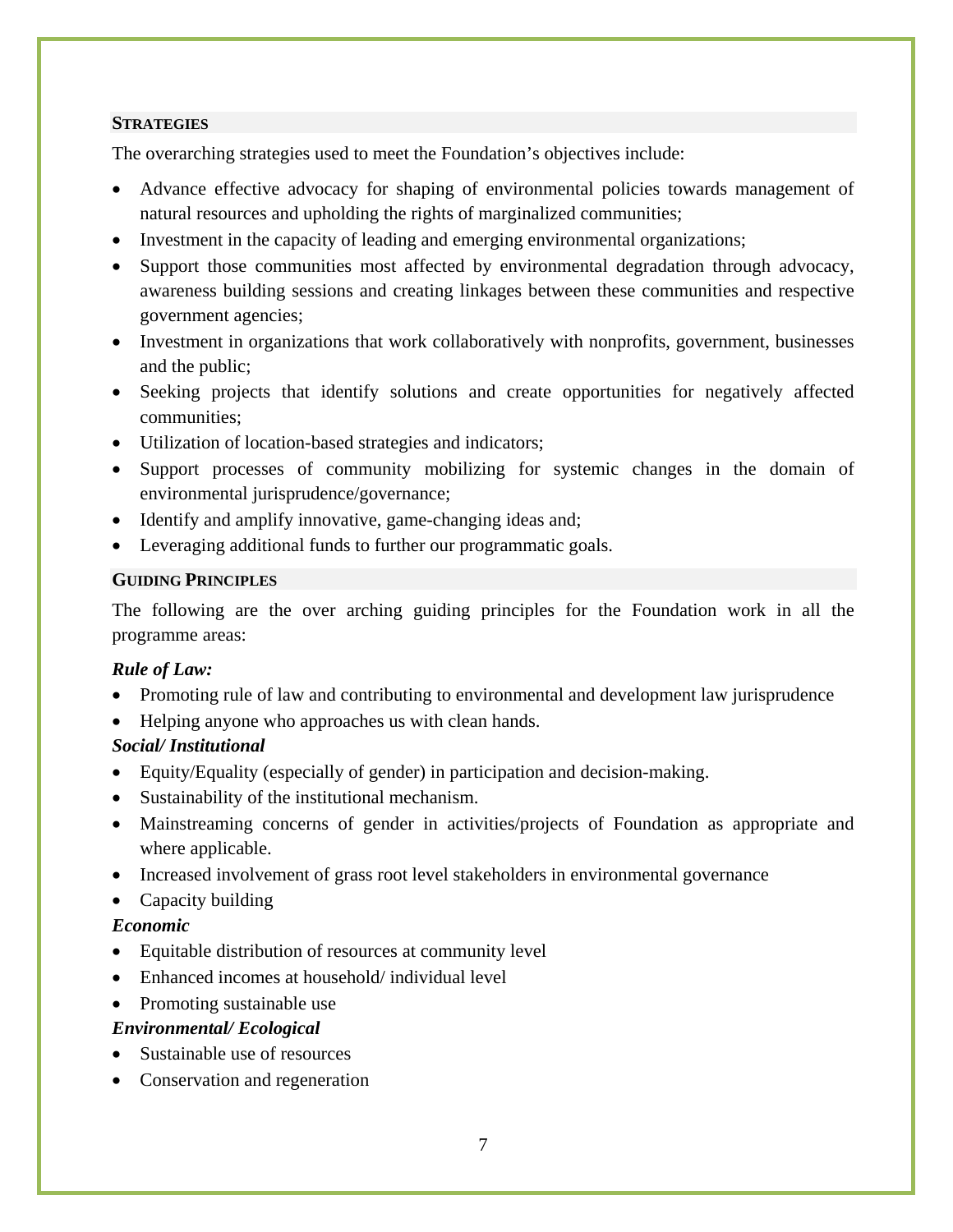## STRATEGIES

The overarching strategies used to meet the Foundation's objectives include:

- Advance effective advocacy for shaping of environmental policies towards management of natural resources and upholding the rights of marginalized communities;
- Investment in the capacity of leading and emerging environmental organizations;
- Support those communities most affected by environmental degradation through advocacy, awareness building sessions and creating linkages between these communities and respective government agencies;
- Investment in organizations that work collaboratively with nonprofits, government, businesses and the public;
- Seeking projects that identify solutions and create opportunities for negatively affected communities;
- Utilization of location-based strategies and indicators;
- Support processes of community mobilizing for systemic changes in the domain of environmental jurisprudence/governance;
- Identify and amplify innovative, game-changing ideas and;
- Leveraging additional funds to further our programmatic goals.

## GUIDING PRINCIPLES

The following are the over arching guiding principles for the Foundation work in all the programme areas:

***Rule of Law:***

- Promoting rule of law and contributing to environmental and development law jurisprudence
- Helping anyone who approaches us with clean hands.

***Social/ Institutional***

- Equity/Equality (especially of gender) in participation and decision-making.
- Sustainability of the institutional mechanism.
- Mainstreaming concerns of gender in activities/projects of Foundation as appropriate and where applicable.
- Increased involvement of grass root level stakeholders in environmental governance
- Capacity building

***Economic***

- Equitable distribution of resources at community level
- Enhanced incomes at household/ individual level
- Promoting sustainable use

***Environmental/ Ecological***

- Sustainable use of resources
- Conservation and regeneration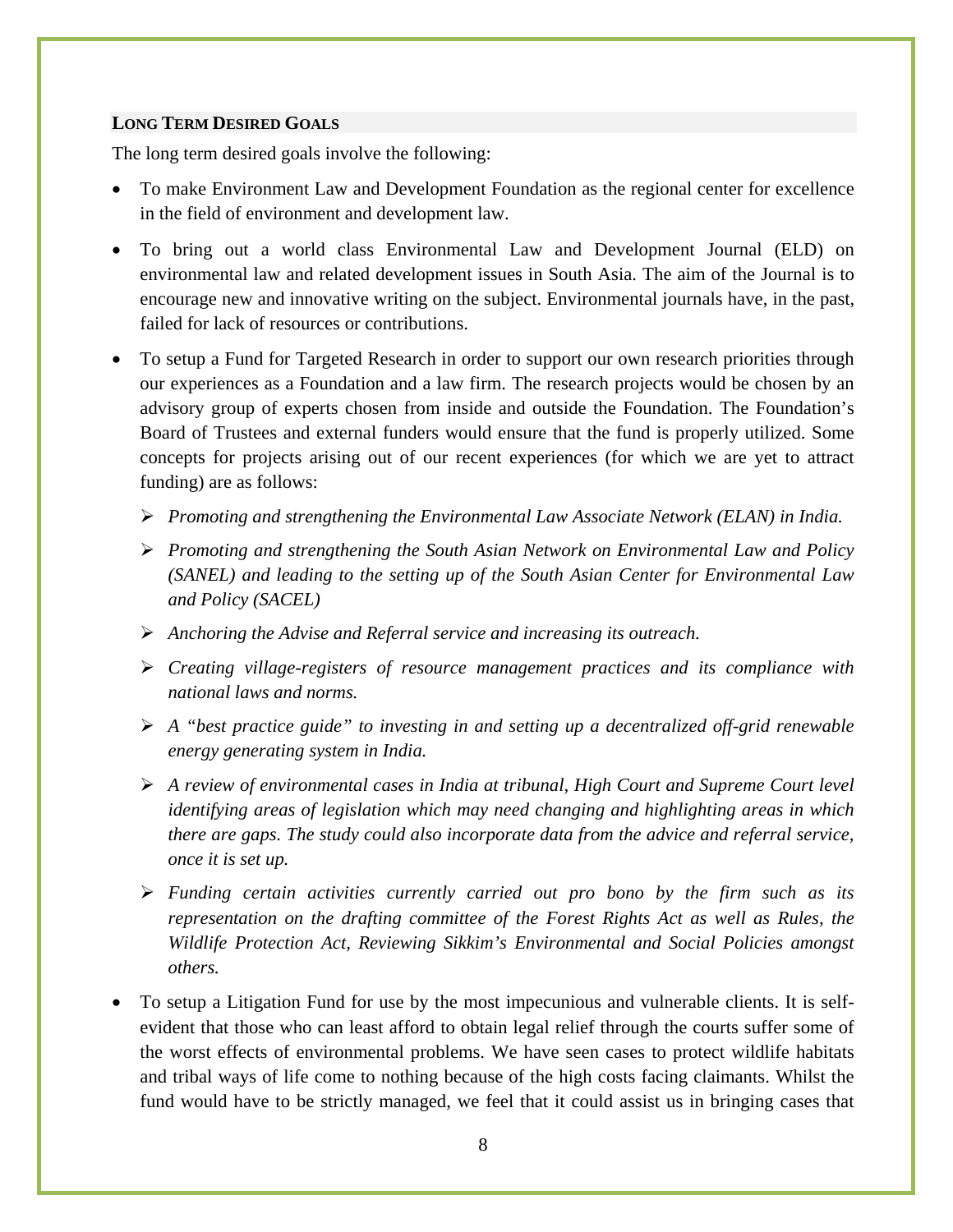**LONG TERM DESIRED GOALS**

The long term desired goals involve the following:

- To make Environment Law and Development Foundation as the regional center for excellence in the field of environment and development law.
- To bring out a world class Environmental Law and Development Journal (ELD) on environmental law and related development issues in South Asia. The aim of the Journal is to encourage new and innovative writing on the subject. Environmental journals have, in the past, failed for lack of resources or contributions.
- To setup a Fund for Targeted Research in order to support our own research priorities through our experiences as a Foundation and a law firm. The research projects would be chosen by an advisory group of experts chosen from inside and outside the Foundation. The Foundation's Board of Trustees and external funders would ensure that the fund is properly utilized. Some concepts for projects arising out of our recent experiences (for which we are yet to attract funding) are as follows:
  - *Promoting and strengthening the Environmental Law Associate Network (ELAN) in India.*
  - *Promoting and strengthening the South Asian Network on Environmental Law and Policy (SANEL) and leading to the setting up of the South Asian Center for Environmental Law and Policy (SACEL)*
  - *Anchoring the Advise and Referral service and increasing its outreach.*
  - *Creating village-registers of resource management practices and its compliance with national laws and norms.*
  - *A "best practice guide" to investing in and setting up a decentralized off-grid renewable energy generating system in India.*
  - *A review of environmental cases in India at tribunal, High Court and Supreme Court level identifying areas of legislation which may need changing and highlighting areas in which there are gaps. The study could also incorporate data from the advice and referral service, once it is set up.*
  - *Funding certain activities currently carried out pro bono by the firm such as its representation on the drafting committee of the Forest Rights Act as well as Rules, the Wildlife Protection Act, Reviewing Sikkim's Environmental and Social Policies amongst others.*
- To setup a Litigation Fund for use by the most impecunious and vulnerable clients. It is self-evident that those who can least afford to obtain legal relief through the courts suffer some of the worst effects of environmental problems. We have seen cases to protect wildlife habitats and tribal ways of life come to nothing because of the high costs facing claimants. Whilst the fund would have to be strictly managed, we feel that it could assist us in bringing cases that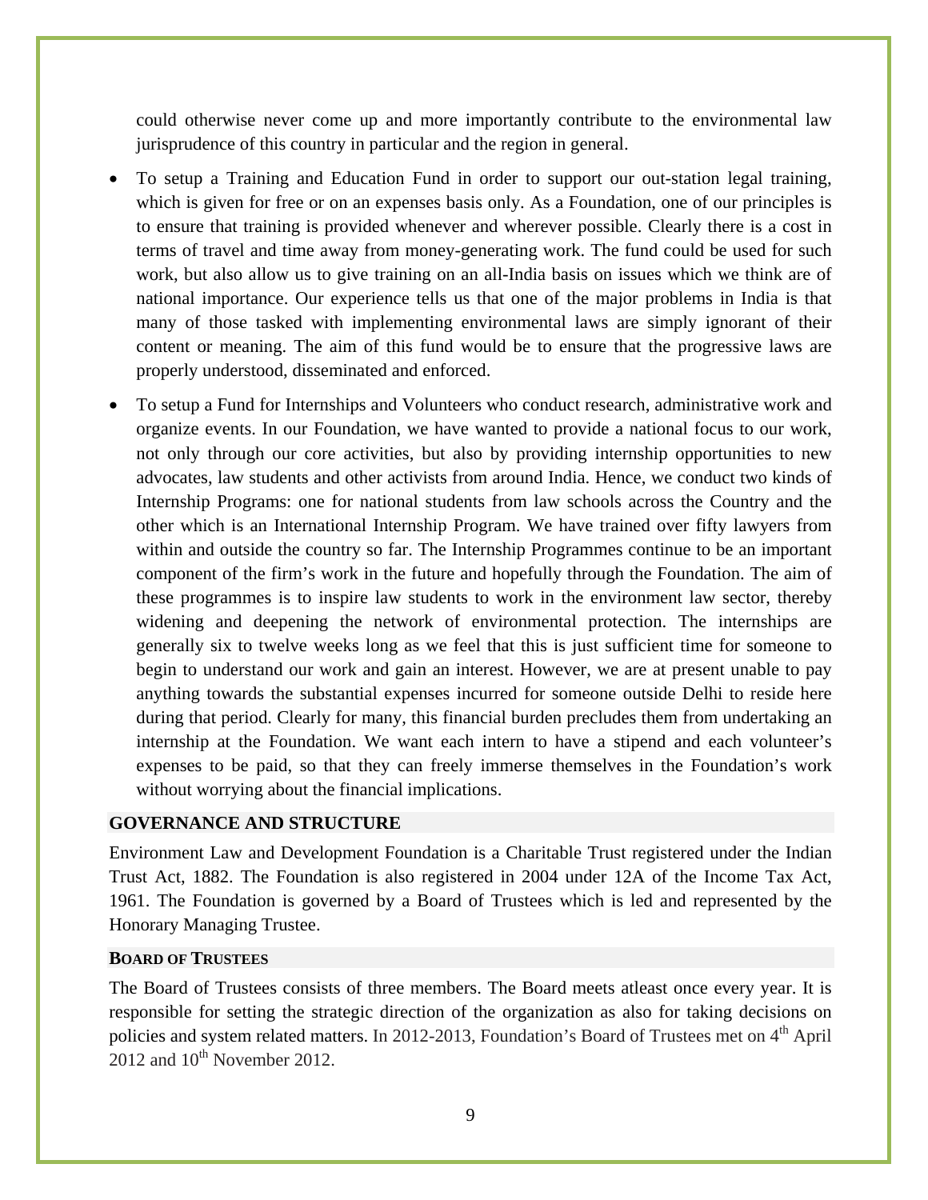could otherwise never come up and more importantly contribute to the environmental law jurisprudence of this country in particular and the region in general.

- To setup a Training and Education Fund in order to support our out-station legal training, which is given for free or on an expenses basis only. As a Foundation, one of our principles is to ensure that training is provided whenever and wherever possible. Clearly there is a cost in terms of travel and time away from money-generating work. The fund could be used for such work, but also allow us to give training on an all-India basis on issues which we think are of national importance. Our experience tells us that one of the major problems in India is that many of those tasked with implementing environmental laws are simply ignorant of their content or meaning. The aim of this fund would be to ensure that the progressive laws are properly understood, disseminated and enforced.
- To setup a Fund for Internships and Volunteers who conduct research, administrative work and organize events. In our Foundation, we have wanted to provide a national focus to our work, not only through our core activities, but also by providing internship opportunities to new advocates, law students and other activists from around India. Hence, we conduct two kinds of Internship Programs: one for national students from law schools across the Country and the other which is an International Internship Program. We have trained over fifty lawyers from within and outside the country so far. The Internship Programmes continue to be an important component of the firm's work in the future and hopefully through the Foundation. The aim of these programmes is to inspire law students to work in the environment law sector, thereby widening and deepening the network of environmental protection. The internships are generally six to twelve weeks long as we feel that this is just sufficient time for someone to begin to understand our work and gain an interest. However, we are at present unable to pay anything towards the substantial expenses incurred for someone outside Delhi to reside here during that period. Clearly for many, this financial burden precludes them from undertaking an internship at the Foundation. We want each intern to have a stipend and each volunteer's expenses to be paid, so that they can freely immerse themselves in the Foundation's work without worrying about the financial implications.

## GOVERNANCE AND STRUCTURE

Environment Law and Development Foundation is a Charitable Trust registered under the Indian Trust Act, 1882. The Foundation is also registered in 2004 under 12A of the Income Tax Act, 1961. The Foundation is governed by a Board of Trustees which is led and represented by the Honorary Managing Trustee.

### BOARD OF TRUSTEES

The Board of Trustees consists of three members. The Board meets atleast once every year. It is responsible for setting the strategic direction of the organization as also for taking decisions on policies and system related matters. In 2012-2013, Foundation's Board of Trustees met on 4th April 2012 and 10th November 2012.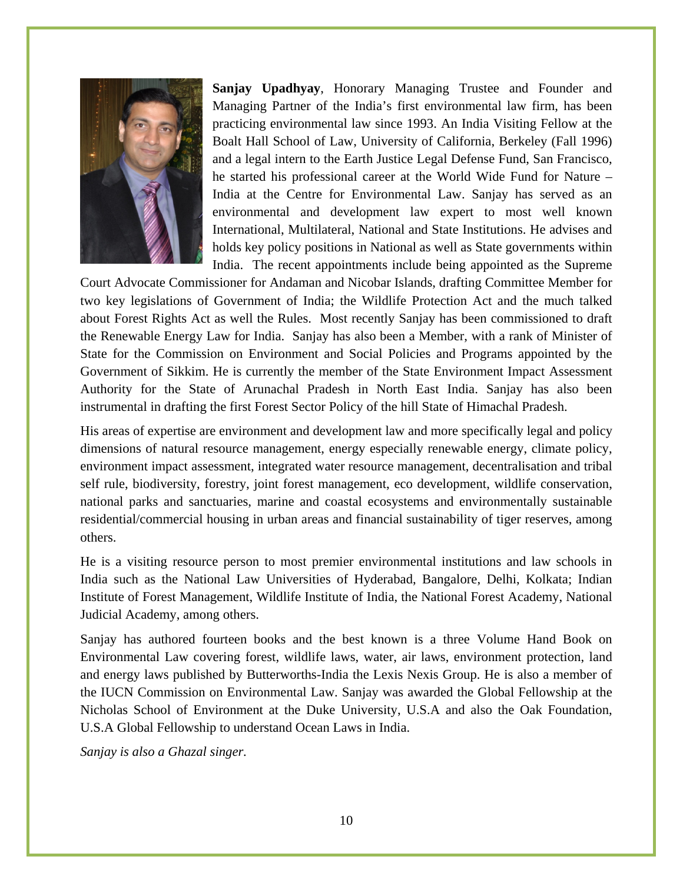**Sanjay Upadhyay**, Honorary Managing Trustee and Founder and Managing Partner of the India's first environmental law firm, has been practicing environmental law since 1993. An India Visiting Fellow at the Boalt Hall School of Law, University of California, Berkeley (Fall 1996) and a legal intern to the Earth Justice Legal Defense Fund, San Francisco, he started his professional career at the World Wide Fund for Nature – India at the Centre for Environmental Law. Sanjay has served as an environmental and development law expert to most well known International, Multilateral, National and State Institutions. He advises and holds key policy positions in National as well as State governments within India. The recent appointments include being appointed as the Supreme Court Advocate Commissioner for Andaman and Nicobar Islands, drafting Committee Member for two key legislations of Government of India; the Wildlife Protection Act and the much talked about Forest Rights Act as well the Rules. Most recently Sanjay has been commissioned to draft the Renewable Energy Law for India. Sanjay has also been a Member, with a rank of Minister of State for the Commission on Environment and Social Policies and Programs appointed by the Government of Sikkim. He is currently the member of the State Environment Impact Assessment Authority for the State of Arunachal Pradesh in North East India. Sanjay has also been instrumental in drafting the first Forest Sector Policy of the hill State of Himachal Pradesh.

His areas of expertise are environment and development law and more specifically legal and policy dimensions of natural resource management, energy especially renewable energy, climate policy, environment impact assessment, integrated water resource management, decentralisation and tribal self rule, biodiversity, forestry, joint forest management, eco development, wildlife conservation, national parks and sanctuaries, marine and coastal ecosystems and environmentally sustainable residential/commercial housing in urban areas and financial sustainability of tiger reserves, among others.

He is a visiting resource person to most premier environmental institutions and law schools in India such as the National Law Universities of Hyderabad, Bangalore, Delhi, Kolkata; Indian Institute of Forest Management, Wildlife Institute of India, the National Forest Academy, National Judicial Academy, among others.

Sanjay has authored fourteen books and the best known is a three Volume Hand Book on Environmental Law covering forest, wildlife laws, water, air laws, environment protection, land and energy laws published by Butterworths-India the Lexis Nexis Group. He is also a member of the IUCN Commission on Environmental Law. Sanjay was awarded the Global Fellowship at the Nicholas School of Environment at the Duke University, U.S.A and also the Oak Foundation, U.S.A Global Fellowship to understand Ocean Laws in India.

*Sanjay is also a Ghazal singer.*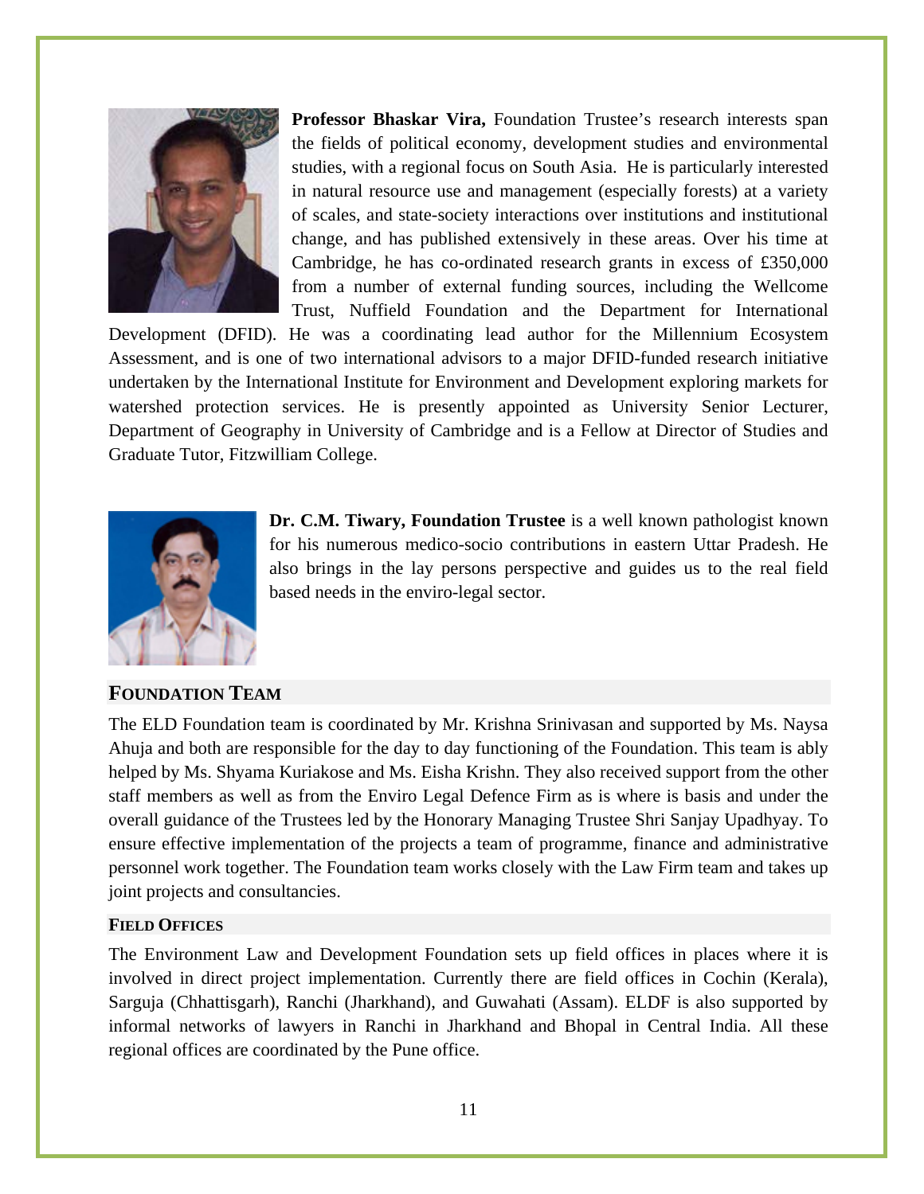**Professor Bhaskar Vira,** Foundation Trustee's research interests span the fields of political economy, development studies and environmental studies, with a regional focus on South Asia. He is particularly interested in natural resource use and management (especially forests) at a variety of scales, and state-society interactions over institutions and institutional change, and has published extensively in these areas. Over his time at Cambridge, he has co-ordinated research grants in excess of £350,000 from a number of external funding sources, including the Wellcome Trust, Nuffield Foundation and the Department for International Development (DFID). He was a coordinating lead author for the Millennium Ecosystem Assessment, and is one of two international advisors to a major DFID-funded research initiative undertaken by the International Institute for Environment and Development exploring markets for watershed protection services. He is presently appointed as University Senior Lecturer, Department of Geography in University of Cambridge and is a Fellow at Director of Studies and Graduate Tutor, Fitzwilliam College.

**Dr. C.M. Tiwary, Foundation Trustee** is a well known pathologist known for his numerous medico-socio contributions in eastern Uttar Pradesh. He also brings in the lay persons perspective and guides us to the real field based needs in the enviro-legal sector.

## FOUNDATION TEAM

The ELD Foundation team is coordinated by Mr. Krishna Srinivasan and supported by Ms. Naysa Ahuja and both are responsible for the day to day functioning of the Foundation. This team is ably helped by Ms. Shyama Kuriakose and Ms. Eisha Krishn. They also received support from the other staff members as well as from the Enviro Legal Defence Firm as is where is basis and under the overall guidance of the Trustees led by the Honorary Managing Trustee Shri Sanjay Upadhyay. To ensure effective implementation of the projects a team of programme, finance and administrative personnel work together. The Foundation team works closely with the Law Firm team and takes up joint projects and consultancies.

### FIELD OFFICES

The Environment Law and Development Foundation sets up field offices in places where it is involved in direct project implementation. Currently there are field offices in Cochin (Kerala), Sarguja (Chhattisgarh), Ranchi (Jharkhand), and Guwahati (Assam). ELDF is also supported by informal networks of lawyers in Ranchi in Jharkhand and Bhopal in Central India. All these regional offices are coordinated by the Pune office.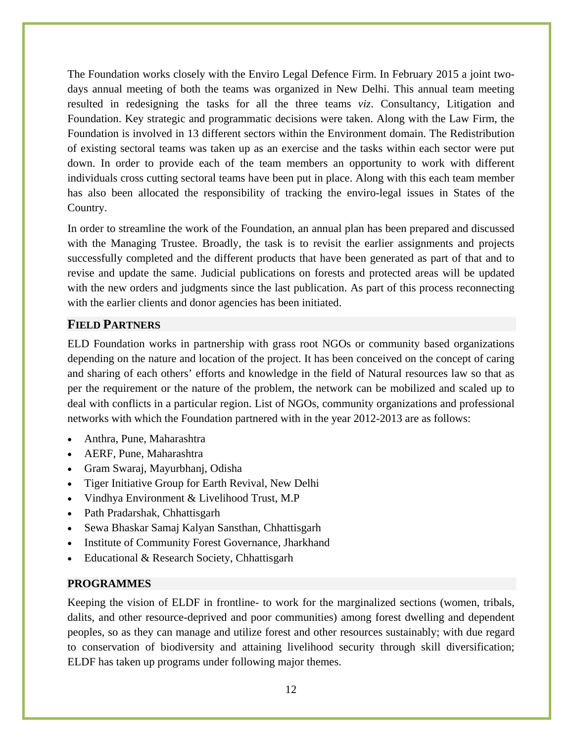The Foundation works closely with the Enviro Legal Defence Firm. In February 2015 a joint two-days annual meeting of both the teams was organized in New Delhi. This annual team meeting resulted in redesigning the tasks for all the three teams *viz*. Consultancy, Litigation and Foundation. Key strategic and programmatic decisions were taken. Along with the Law Firm, the Foundation is involved in 13 different sectors within the Environment domain. The Redistribution of existing sectoral teams was taken up as an exercise and the tasks within each sector were put down. In order to provide each of the team members an opportunity to work with different individuals cross cutting sectoral teams have been put in place. Along with this each team member has also been allocated the responsibility of tracking the enviro-legal issues in States of the Country.

In order to streamline the work of the Foundation, an annual plan has been prepared and discussed with the Managing Trustee. Broadly, the task is to revisit the earlier assignments and projects successfully completed and the different products that have been generated as part of that and to revise and update the same. Judicial publications on forests and protected areas will be updated with the new orders and judgments since the last publication. As part of this process reconnecting with the earlier clients and donor agencies has been initiated.

## FIELD PARTNERS

ELD Foundation works in partnership with grass root NGOs or community based organizations depending on the nature and location of the project. It has been conceived on the concept of caring and sharing of each others' efforts and knowledge in the field of Natural resources law so that as per the requirement or the nature of the problem, the network can be mobilized and scaled up to deal with conflicts in a particular region. List of NGOs, community organizations and professional networks with which the Foundation partnered with in the year 2012-2013 are as follows:

- Anthra, Pune, Maharashtra
- AERF, Pune, Maharashtra
- Gram Swaraj, Mayurbhanj, Odisha
- Tiger Initiative Group for Earth Revival, New Delhi
- Vindhya Environment & Livelihood Trust, M.P
- Path Pradarshak, Chhattisgarh
- Sewa Bhaskar Samaj Kalyan Sansthan, Chhattisgarh
- Institute of Community Forest Governance, Jharkhand
- Educational & Research Society, Chhattisgarh

## PROGRAMMES

Keeping the vision of ELDF in frontline- to work for the marginalized sections (women, tribals, dalits, and other resource-deprived and poor communities) among forest dwelling and dependent peoples, so as they can manage and utilize forest and other resources sustainably; with due regard to conservation of biodiversity and attaining livelihood security through skill diversification; ELDF has taken up programs under following major themes.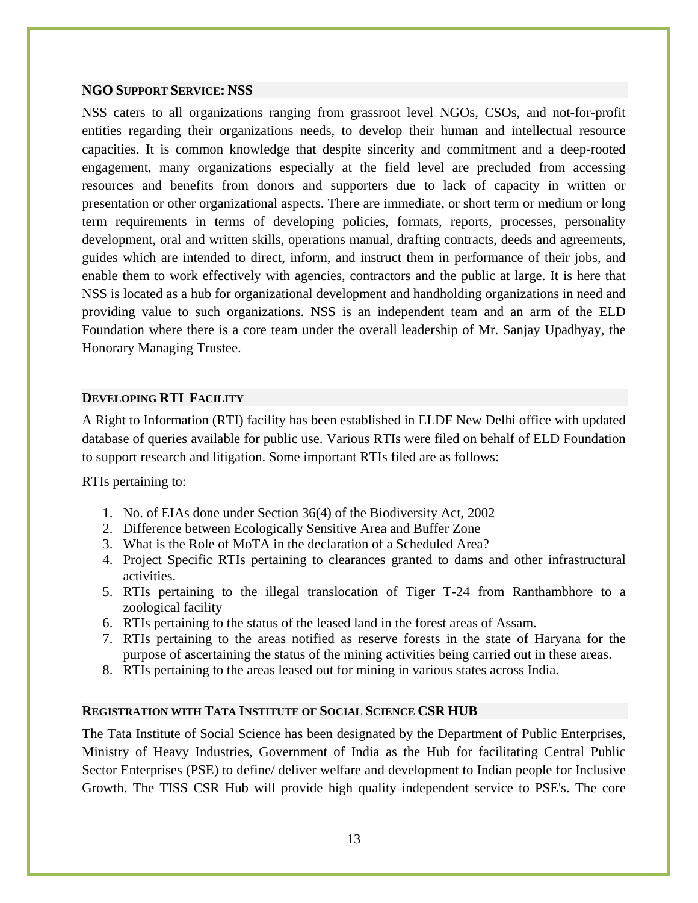### NGO SUPPORT SERVICE: NSS

NSS caters to all organizations ranging from grassroot level NGOs, CSOs, and not-for-profit entities regarding their organizations needs, to develop their human and intellectual resource capacities. It is common knowledge that despite sincerity and commitment and a deep-rooted engagement, many organizations especially at the field level are precluded from accessing resources and benefits from donors and supporters due to lack of capacity in written or presentation or other organizational aspects. There are immediate, or short term or medium or long term requirements in terms of developing policies, formats, reports, processes, personality development, oral and written skills, operations manual, drafting contracts, deeds and agreements, guides which are intended to direct, inform, and instruct them in performance of their jobs, and enable them to work effectively with agencies, contractors and the public at large. It is here that NSS is located as a hub for organizational development and handholding organizations in need and providing value to such organizations. NSS is an independent team and an arm of the ELD Foundation where there is a core team under the overall leadership of Mr. Sanjay Upadhyay, the Honorary Managing Trustee.

### DEVELOPING RTI FACILITY

A Right to Information (RTI) facility has been established in ELDF New Delhi office with updated database of queries available for public use. Various RTIs were filed on behalf of ELD Foundation to support research and litigation. Some important RTIs filed are as follows:

RTIs pertaining to:

1. No. of EIAs done under Section 36(4) of the Biodiversity Act, 2002
2. Difference between Ecologically Sensitive Area and Buffer Zone
3. What is the Role of MoTA in the declaration of a Scheduled Area?
4. Project Specific RTIs pertaining to clearances granted to dams and other infrastructural activities.
5. RTIs pertaining to the illegal translocation of Tiger T-24 from Ranthambhore to a zoological facility
6. RTIs pertaining to the status of the leased land in the forest areas of Assam.
7. RTIs pertaining to the areas notified as reserve forests in the state of Haryana for the purpose of ascertaining the status of the mining activities being carried out in these areas.
8. RTIs pertaining to the areas leased out for mining in various states across India.

### REGISTRATION WITH TATA INSTITUTE OF SOCIAL SCIENCE CSR HUB

The Tata Institute of Social Science has been designated by the Department of Public Enterprises, Ministry of Heavy Industries, Government of India as the Hub for facilitating Central Public Sector Enterprises (PSE) to define/ deliver welfare and development to Indian people for Inclusive Growth. The TISS CSR Hub will provide high quality independent service to PSE's. The core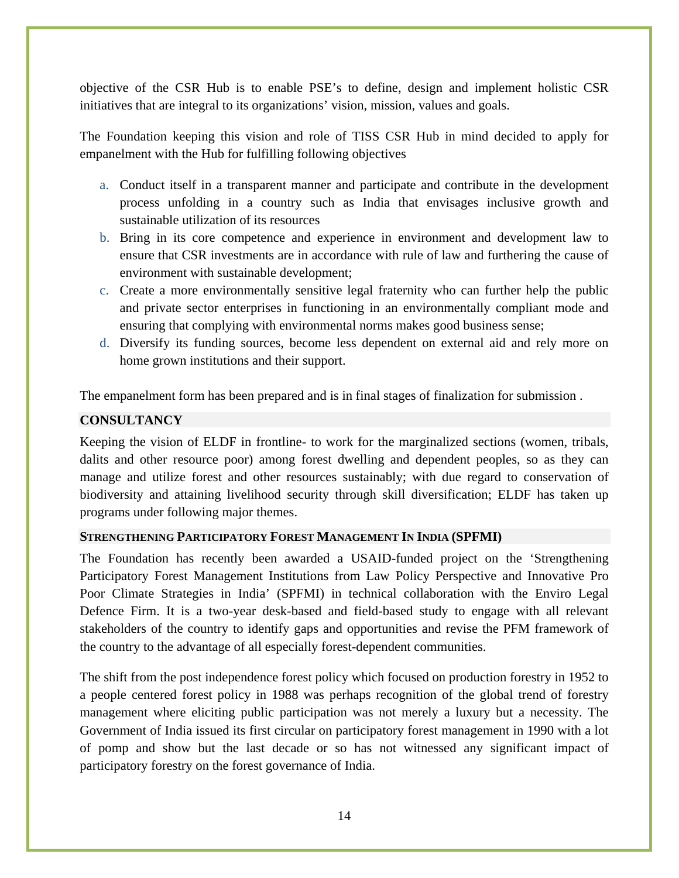objective of the CSR Hub is to enable PSE's to define, design and implement holistic CSR initiatives that are integral to its organizations' vision, mission, values and goals.

The Foundation keeping this vision and role of TISS CSR Hub in mind decided to apply for empanelment with the Hub for fulfilling following objectives

a. Conduct itself in a transparent manner and participate and contribute in the development process unfolding in a country such as India that envisages inclusive growth and sustainable utilization of its resources
b. Bring in its core competence and experience in environment and development law to ensure that CSR investments are in accordance with rule of law and furthering the cause of environment with sustainable development;
c. Create a more environmentally sensitive legal fraternity who can further help the public and private sector enterprises in functioning in an environmentally compliant mode and ensuring that complying with environmental norms makes good business sense;
d. Diversify its funding sources, become less dependent on external aid and rely more on home grown institutions and their support.

The empanelment form has been prepared and is in final stages of finalization for submission .

## CONSULTANCY

Keeping the vision of ELDF in frontline- to work for the marginalized sections (women, tribals, dalits and other resource poor) among forest dwelling and dependent peoples, so as they can manage and utilize forest and other resources sustainably; with due regard to conservation of biodiversity and attaining livelihood security through skill diversification; ELDF has taken up programs under following major themes.

### STRENGTHENING PARTICIPATORY FOREST MANAGEMENT IN INDIA (SPFMI)

The Foundation has recently been awarded a USAID-funded project on the 'Strengthening Participatory Forest Management Institutions from Law Policy Perspective and Innovative Pro Poor Climate Strategies in India' (SPFMI) in technical collaboration with the Enviro Legal Defence Firm. It is a two-year desk-based and field-based study to engage with all relevant stakeholders of the country to identify gaps and opportunities and revise the PFM framework of the country to the advantage of all especially forest-dependent communities.

The shift from the post independence forest policy which focused on production forestry in 1952 to a people centered forest policy in 1988 was perhaps recognition of the global trend of forestry management where eliciting public participation was not merely a luxury but a necessity. The Government of India issued its first circular on participatory forest management in 1990 with a lot of pomp and show but the last decade or so has not witnessed any significant impact of participatory forestry on the forest governance of India.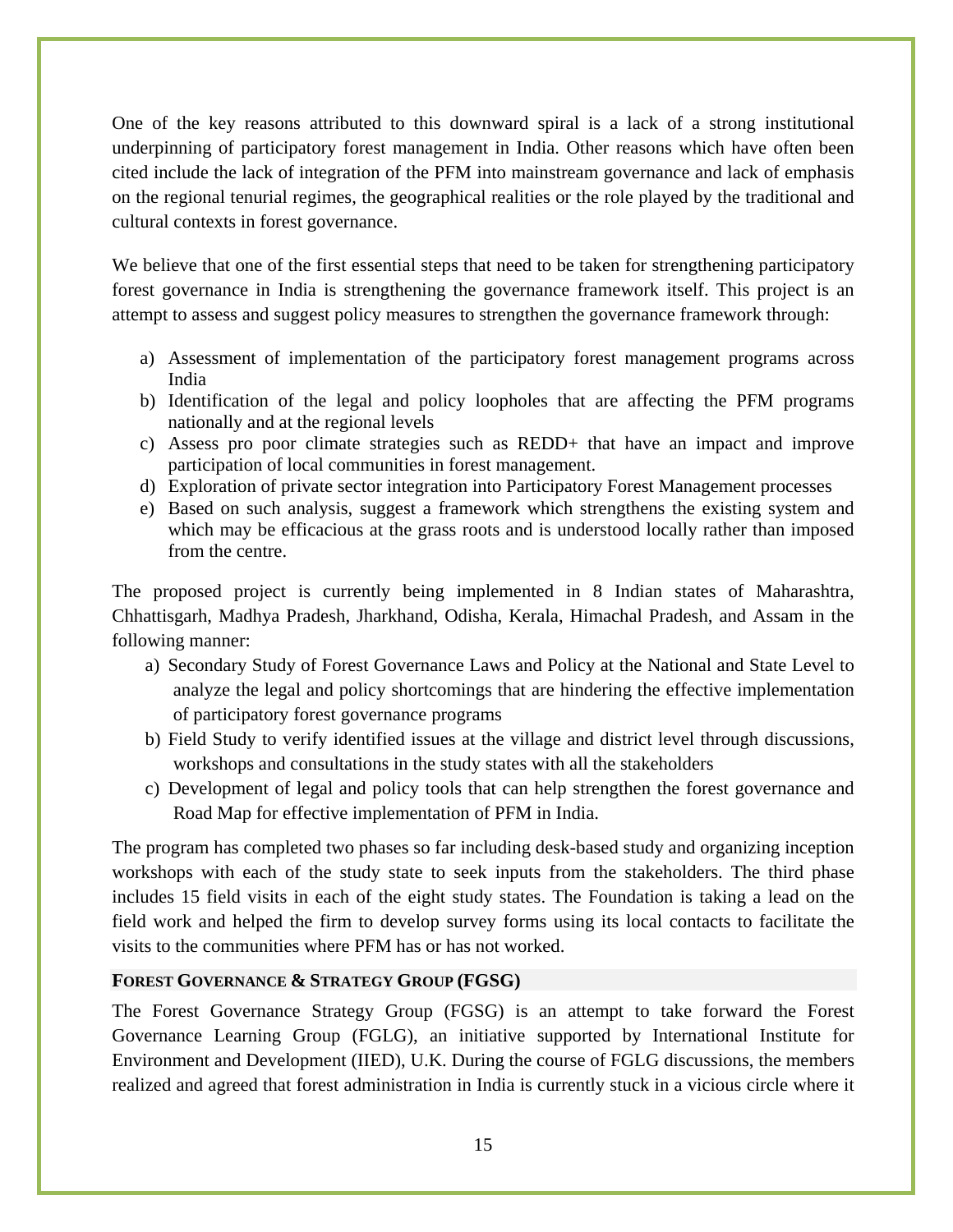One of the key reasons attributed to this downward spiral is a lack of a strong institutional underpinning of participatory forest management in India. Other reasons which have often been cited include the lack of integration of the PFM into mainstream governance and lack of emphasis on the regional tenurial regimes, the geographical realities or the role played by the traditional and cultural contexts in forest governance.

We believe that one of the first essential steps that need to be taken for strengthening participatory forest governance in India is strengthening the governance framework itself. This project is an attempt to assess and suggest policy measures to strengthen the governance framework through:

a) Assessment of implementation of the participatory forest management programs across India
b) Identification of the legal and policy loopholes that are affecting the PFM programs nationally and at the regional levels
c) Assess pro poor climate strategies such as REDD+ that have an impact and improve participation of local communities in forest management.
d) Exploration of private sector integration into Participatory Forest Management processes
e) Based on such analysis, suggest a framework which strengthens the existing system and which may be efficacious at the grass roots and is understood locally rather than imposed from the centre.

The proposed project is currently being implemented in 8 Indian states of Maharashtra, Chhattisgarh, Madhya Pradesh, Jharkhand, Odisha, Kerala, Himachal Pradesh, and Assam in the following manner:

a) Secondary Study of Forest Governance Laws and Policy at the National and State Level to analyze the legal and policy shortcomings that are hindering the effective implementation of participatory forest governance programs
b) Field Study to verify identified issues at the village and district level through discussions, workshops and consultations in the study states with all the stakeholders
c) Development of legal and policy tools that can help strengthen the forest governance and Road Map for effective implementation of PFM in India.

The program has completed two phases so far including desk-based study and organizing inception workshops with each of the study state to seek inputs from the stakeholders. The third phase includes 15 field visits in each of the eight study states. The Foundation is taking a lead on the field work and helped the firm to develop survey forms using its local contacts to facilitate the visits to the communities where PFM has or has not worked.

**FOREST GOVERNANCE & STRATEGY GROUP (FGSG)**

The Forest Governance Strategy Group (FGSG) is an attempt to take forward the Forest Governance Learning Group (FGLG), an initiative supported by International Institute for Environment and Development (IIED), U.K. During the course of FGLG discussions, the members realized and agreed that forest administration in India is currently stuck in a vicious circle where it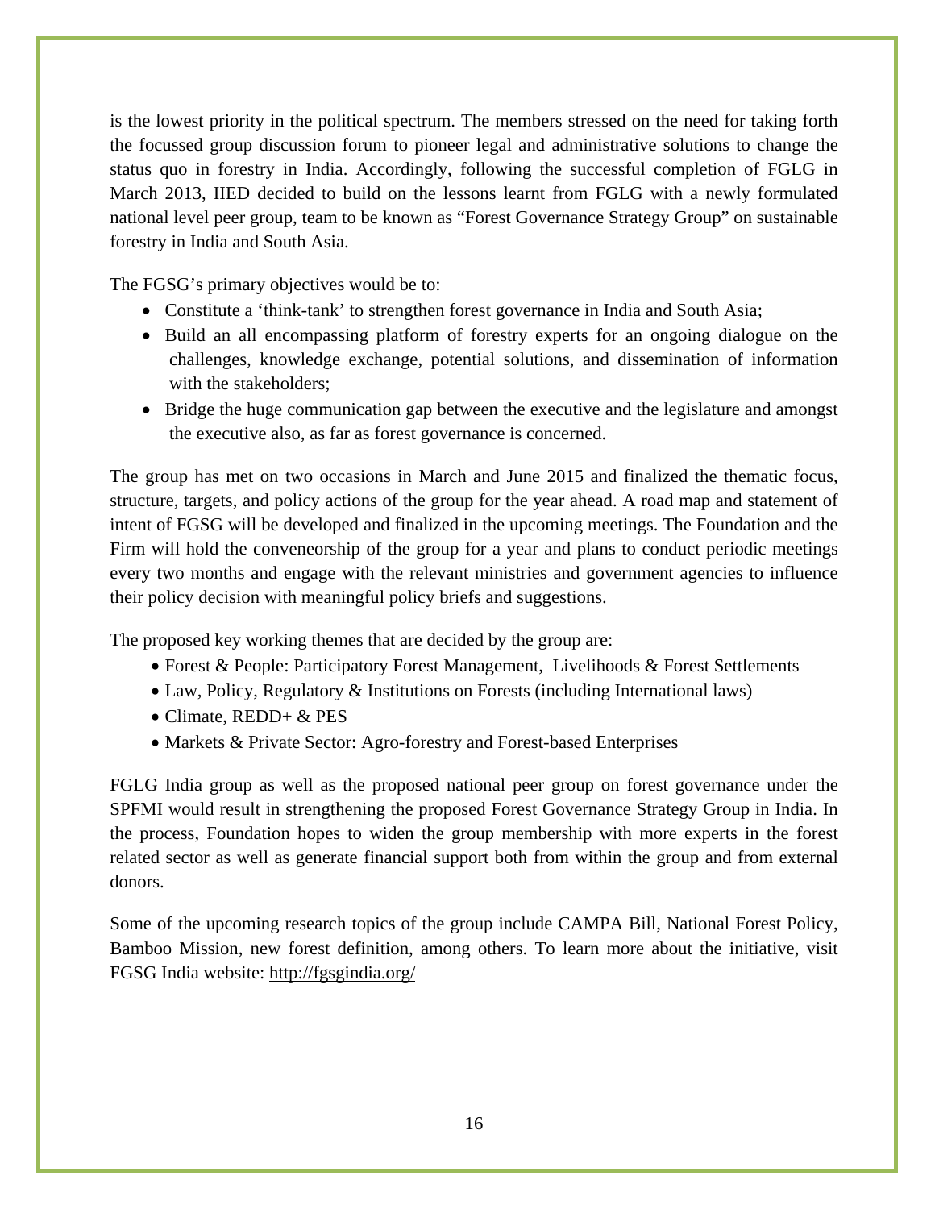is the lowest priority in the political spectrum. The members stressed on the need for taking forth the focussed group discussion forum to pioneer legal and administrative solutions to change the status quo in forestry in India. Accordingly, following the successful completion of FGLG in March 2013, IIED decided to build on the lessons learnt from FGLG with a newly formulated national level peer group, team to be known as "Forest Governance Strategy Group" on sustainable forestry in India and South Asia.

The FGSG's primary objectives would be to:

- Constitute a 'think-tank' to strengthen forest governance in India and South Asia;
- Build an all encompassing platform of forestry experts for an ongoing dialogue on the challenges, knowledge exchange, potential solutions, and dissemination of information with the stakeholders;
- Bridge the huge communication gap between the executive and the legislature and amongst the executive also, as far as forest governance is concerned.

The group has met on two occasions in March and June 2015 and finalized the thematic focus, structure, targets, and policy actions of the group for the year ahead. A road map and statement of intent of FGSG will be developed and finalized in the upcoming meetings. The Foundation and the Firm will hold the conveneorship of the group for a year and plans to conduct periodic meetings every two months and engage with the relevant ministries and government agencies to influence their policy decision with meaningful policy briefs and suggestions.

The proposed key working themes that are decided by the group are:

- Forest & People: Participatory Forest Management, Livelihoods & Forest Settlements
- Law, Policy, Regulatory & Institutions on Forests (including International laws)
- Climate, REDD+ & PES
- Markets & Private Sector: Agro-forestry and Forest-based Enterprises

FGLG India group as well as the proposed national peer group on forest governance under the SPFMI would result in strengthening the proposed Forest Governance Strategy Group in India. In the process, Foundation hopes to widen the group membership with more experts in the forest related sector as well as generate financial support both from within the group and from external donors.

Some of the upcoming research topics of the group include CAMPA Bill, National Forest Policy, Bamboo Mission, new forest definition, among others. To learn more about the initiative, visit FGSG India website: http://fgsgindia.org/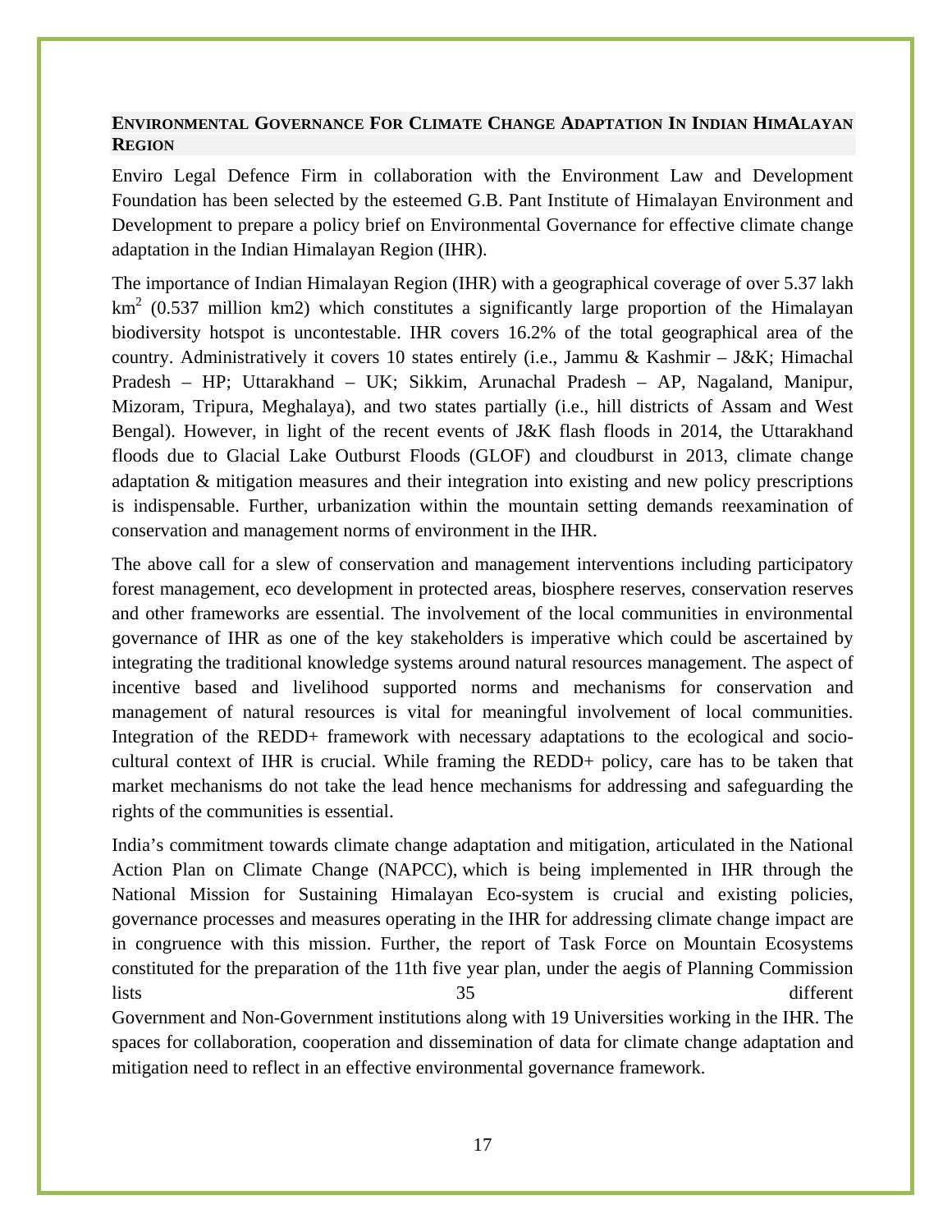## ENVIRONMENTAL GOVERNANCE FOR CLIMATE CHANGE ADAPTATION IN INDIAN HIMALAYAN REGION

Enviro Legal Defence Firm in collaboration with the Environment Law and Development Foundation has been selected by the esteemed G.B. Pant Institute of Himalayan Environment and Development to prepare a policy brief on Environmental Governance for effective climate change adaptation in the Indian Himalayan Region (IHR).

The importance of Indian Himalayan Region (IHR) with a geographical coverage of over 5.37 lakh $km^2$ (0.537 million km2) which constitutes a significantly large proportion of the Himalayan biodiversity hotspot is uncontestable. IHR covers 16.2% of the total geographical area of the country. Administratively it covers 10 states entirely (i.e., Jammu & Kashmir – J&K; Himachal Pradesh – HP; Uttarakhand – UK; Sikkim, Arunachal Pradesh – AP, Nagaland, Manipur, Mizoram, Tripura, Meghalaya), and two states partially (i.e., hill districts of Assam and West Bengal). However, in light of the recent events of J&K flash floods in 2014, the Uttarakhand floods due to Glacial Lake Outburst Floods (GLOF) and cloudburst in 2013, climate change adaptation & mitigation measures and their integration into existing and new policy prescriptions is indispensable. Further, urbanization within the mountain setting demands reexamination of conservation and management norms of environment in the IHR.

The above call for a slew of conservation and management interventions including participatory forest management, eco development in protected areas, biosphere reserves, conservation reserves and other frameworks are essential. The involvement of the local communities in environmental governance of IHR as one of the key stakeholders is imperative which could be ascertained by integrating the traditional knowledge systems around natural resources management. The aspect of incentive based and livelihood supported norms and mechanisms for conservation and management of natural resources is vital for meaningful involvement of local communities. Integration of the REDD+ framework with necessary adaptations to the ecological and socio-cultural context of IHR is crucial. While framing the REDD+ policy, care has to be taken that market mechanisms do not take the lead hence mechanisms for addressing and safeguarding the rights of the communities is essential.

India's commitment towards climate change adaptation and mitigation, articulated in the National Action Plan on Climate Change (NAPCC), which is being implemented in IHR through the National Mission for Sustaining Himalayan Eco-system is crucial and existing policies, governance processes and measures operating in the IHR for addressing climate change impact are in congruence with this mission. Further, the report of Task Force on Mountain Ecosystems constituted for the preparation of the 11th five year plan, under the aegis of Planning Commission lists 35 different Government and Non-Government institutions along with 19 Universities working in the IHR. The spaces for collaboration, cooperation and dissemination of data for climate change adaptation and mitigation need to reflect in an effective environmental governance framework.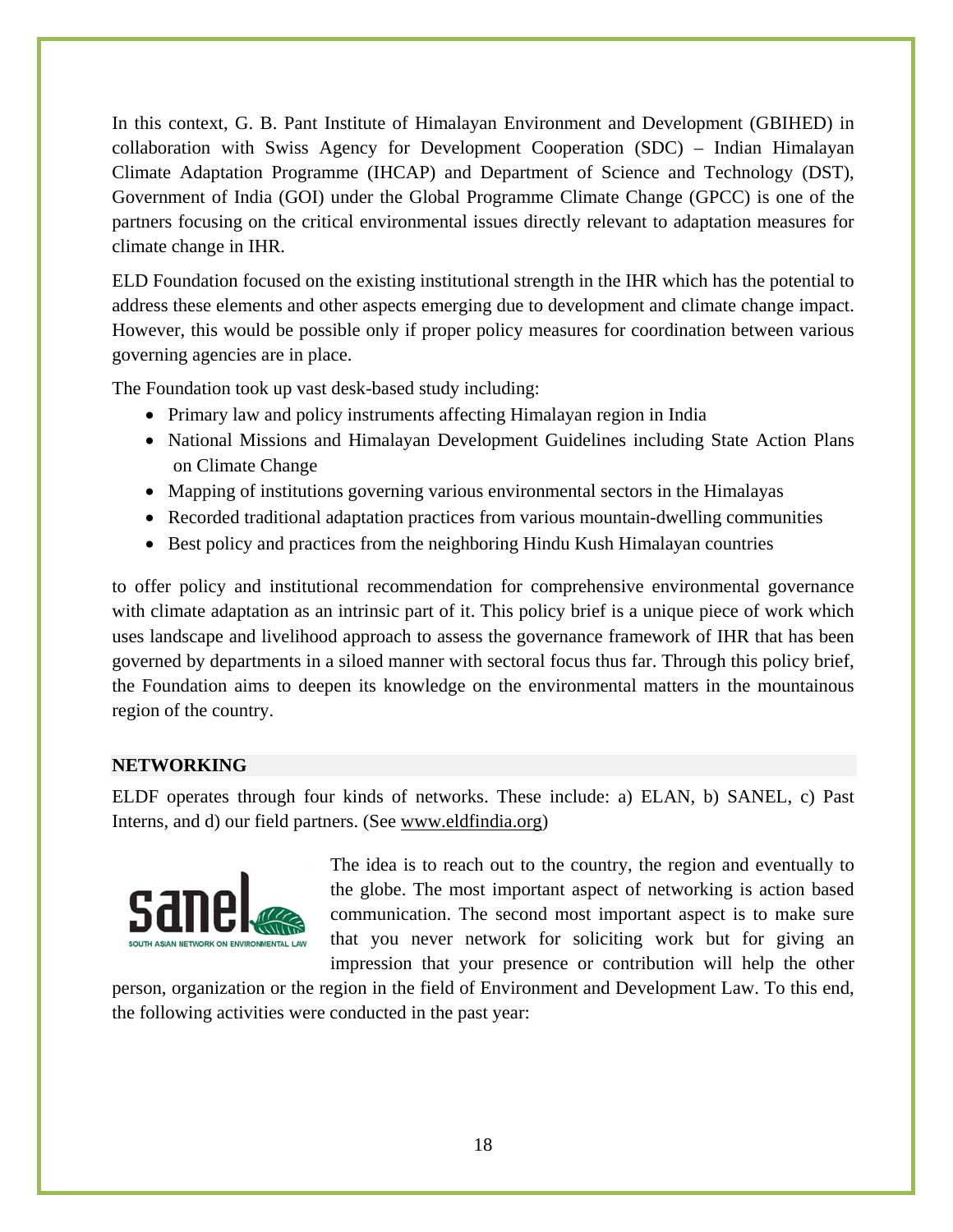In this context, G. B. Pant Institute of Himalayan Environment and Development (GBIHED) in collaboration with Swiss Agency for Development Cooperation (SDC) – Indian Himalayan Climate Adaptation Programme (IHCAP) and Department of Science and Technology (DST), Government of India (GOI) under the Global Programme Climate Change (GPCC) is one of the partners focusing on the critical environmental issues directly relevant to adaptation measures for climate change in IHR.

ELD Foundation focused on the existing institutional strength in the IHR which has the potential to address these elements and other aspects emerging due to development and climate change impact. However, this would be possible only if proper policy measures for coordination between various governing agencies are in place.

The Foundation took up vast desk-based study including:

- Primary law and policy instruments affecting Himalayan region in India
- National Missions and Himalayan Development Guidelines including State Action Plans on Climate Change
- Mapping of institutions governing various environmental sectors in the Himalayas
- Recorded traditional adaptation practices from various mountain-dwelling communities
- Best policy and practices from the neighboring Hindu Kush Himalayan countries

to offer policy and institutional recommendation for comprehensive environmental governance with climate adaptation as an intrinsic part of it. This policy brief is a unique piece of work which uses landscape and livelihood approach to assess the governance framework of IHR that has been governed by departments in a siloed manner with sectoral focus thus far. Through this policy brief, the Foundation aims to deepen its knowledge on the environmental matters in the mountainous region of the country.

## NETWORKING

ELDF operates through four kinds of networks. These include: a) ELAN, b) SANEL, c) Past Interns, and d) our field partners. (See www.eldfindia.org)

sanel
SOUTH ASIAN NETWORK ON ENVIRONMENTAL LAW

The idea is to reach out to the country, the region and eventually to the globe. The most important aspect of networking is action based communication. The second most important aspect is to make sure that you never network for soliciting work but for giving an impression that your presence or contribution will help the other person, organization or the region in the field of Environment and Development Law. To this end, the following activities were conducted in the past year: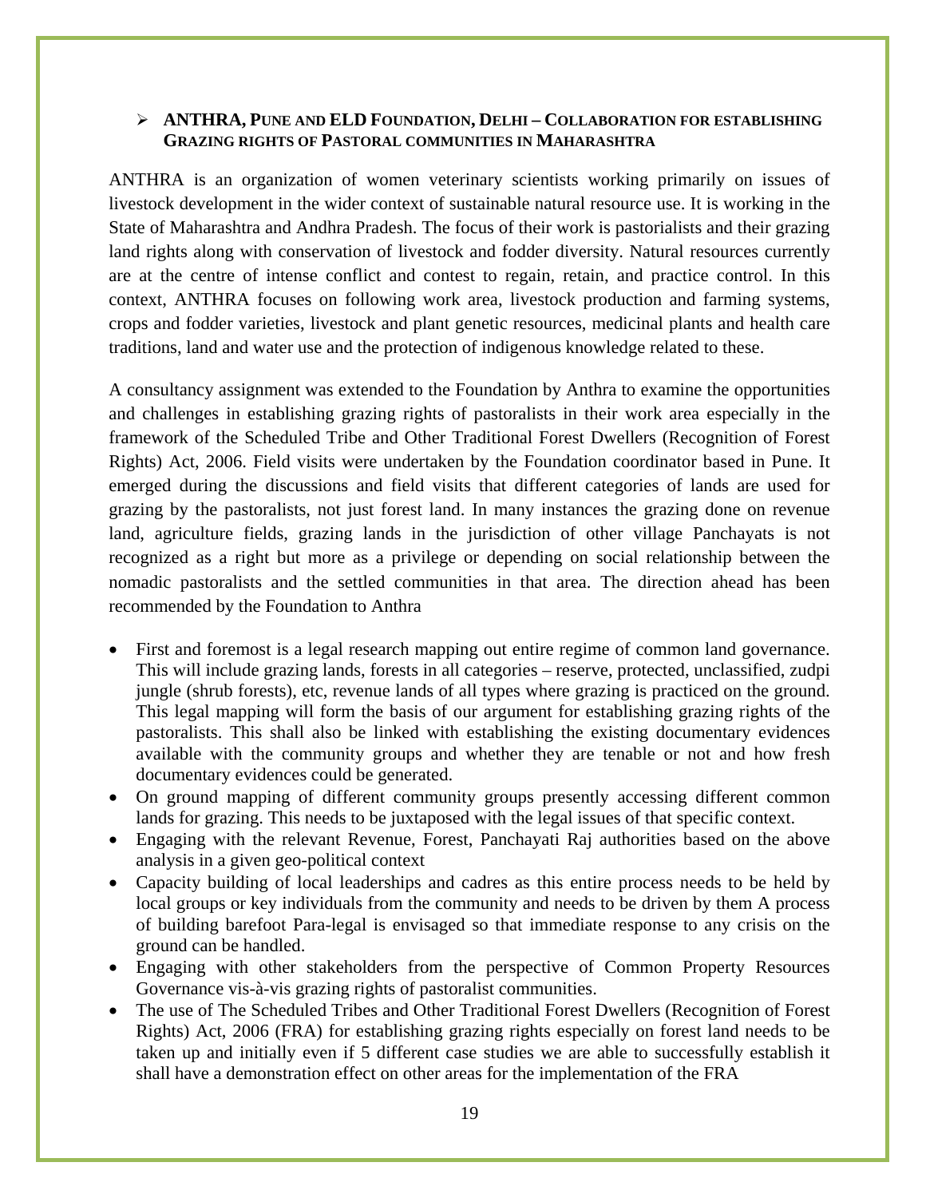- **ANTHRA, PUNE AND ELD FOUNDATION, DELHI – COLLABORATION FOR ESTABLISHING GRAZING RIGHTS OF PASTORAL COMMUNITIES IN MAHARASHTRA**

ANTHRA is an organization of women veterinary scientists working primarily on issues of livestock development in the wider context of sustainable natural resource use. It is working in the State of Maharashtra and Andhra Pradesh. The focus of their work is pastorialists and their grazing land rights along with conservation of livestock and fodder diversity. Natural resources currently are at the centre of intense conflict and contest to regain, retain, and practice control. In this context, ANTHRA focuses on following work area, livestock production and farming systems, crops and fodder varieties, livestock and plant genetic resources, medicinal plants and health care traditions, land and water use and the protection of indigenous knowledge related to these.

A consultancy assignment was extended to the Foundation by Anthra to examine the opportunities and challenges in establishing grazing rights of pastoralists in their work area especially in the framework of the Scheduled Tribe and Other Traditional Forest Dwellers (Recognition of Forest Rights) Act, 2006. Field visits were undertaken by the Foundation coordinator based in Pune. It emerged during the discussions and field visits that different categories of lands are used for grazing by the pastoralists, not just forest land. In many instances the grazing done on revenue land, agriculture fields, grazing lands in the jurisdiction of other village Panchayats is not recognized as a right but more as a privilege or depending on social relationship between the nomadic pastoralists and the settled communities in that area. The direction ahead has been recommended by the Foundation to Anthra

- First and foremost is a legal research mapping out entire regime of common land governance. This will include grazing lands, forests in all categories – reserve, protected, unclassified, zudpi jungle (shrub forests), etc, revenue lands of all types where grazing is practiced on the ground. This legal mapping will form the basis of our argument for establishing grazing rights of the pastoralists. This shall also be linked with establishing the existing documentary evidences available with the community groups and whether they are tenable or not and how fresh documentary evidences could be generated.
- On ground mapping of different community groups presently accessing different common lands for grazing. This needs to be juxtaposed with the legal issues of that specific context.
- Engaging with the relevant Revenue, Forest, Panchayati Raj authorities based on the above analysis in a given geo-political context
- Capacity building of local leaderships and cadres as this entire process needs to be held by local groups or key individuals from the community and needs to be driven by them A process of building barefoot Para-legal is envisaged so that immediate response to any crisis on the ground can be handled.
- Engaging with other stakeholders from the perspective of Common Property Resources Governance vis-à-vis grazing rights of pastoralist communities.
- The use of The Scheduled Tribes and Other Traditional Forest Dwellers (Recognition of Forest Rights) Act, 2006 (FRA) for establishing grazing rights especially on forest land needs to be taken up and initially even if 5 different case studies we are able to successfully establish it shall have a demonstration effect on other areas for the implementation of the FRA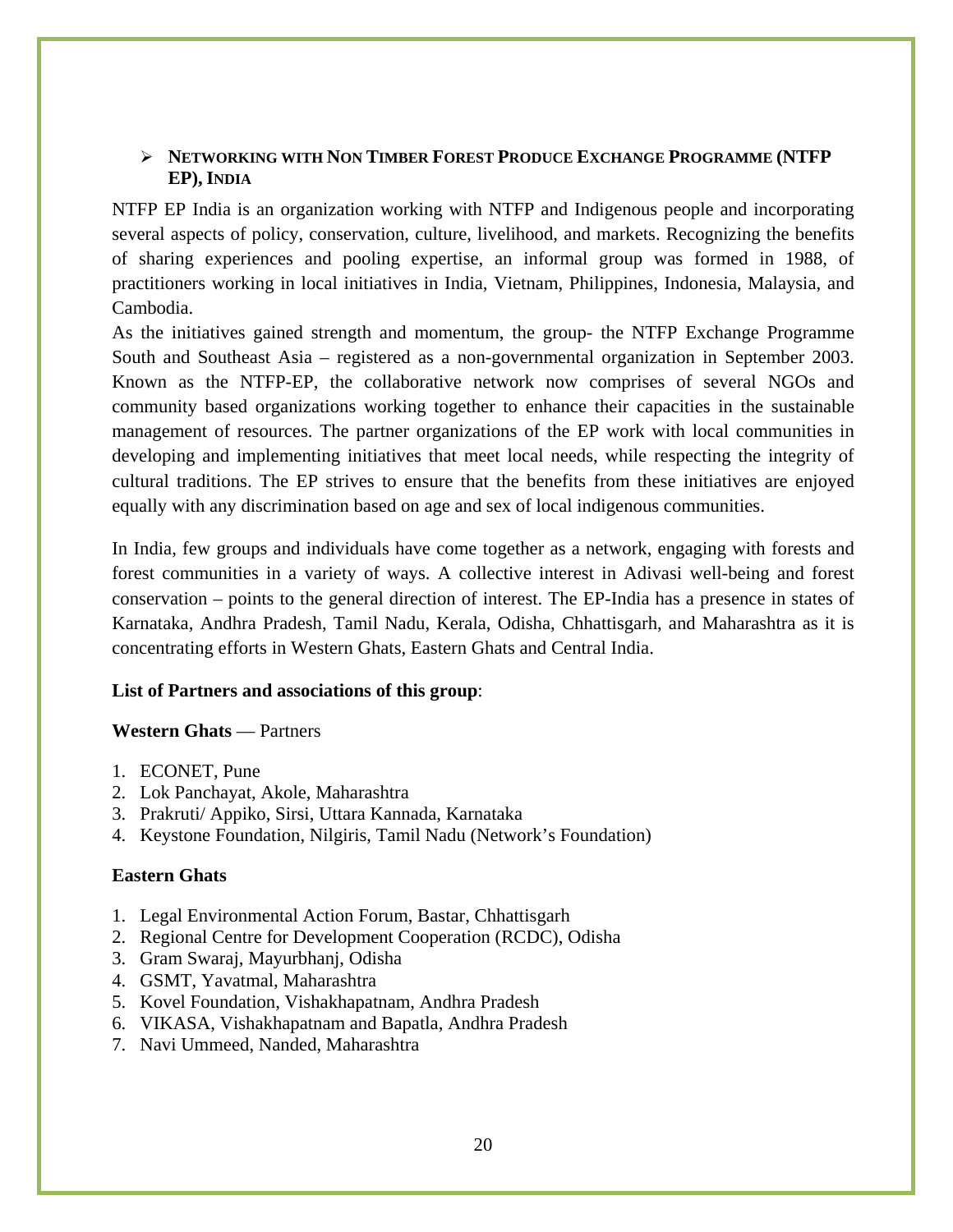## ➢ NETWORKING WITH NON TIMBER FOREST PRODUCE EXCHANGE PROGRAMME (NTFP EP), INDIA

NTFP EP India is an organization working with NTFP and Indigenous people and incorporating several aspects of policy, conservation, culture, livelihood, and markets. Recognizing the benefits of sharing experiences and pooling expertise, an informal group was formed in 1988, of practitioners working in local initiatives in India, Vietnam, Philippines, Indonesia, Malaysia, and Cambodia.

As the initiatives gained strength and momentum, the group- the NTFP Exchange Programme South and Southeast Asia – registered as a non-governmental organization in September 2003. Known as the NTFP-EP, the collaborative network now comprises of several NGOs and community based organizations working together to enhance their capacities in the sustainable management of resources. The partner organizations of the EP work with local communities in developing and implementing initiatives that meet local needs, while respecting the integrity of cultural traditions. The EP strives to ensure that the benefits from these initiatives are enjoyed equally with any discrimination based on age and sex of local indigenous communities.

In India, few groups and individuals have come together as a network, engaging with forests and forest communities in a variety of ways. A collective interest in Adivasi well-being and forest conservation – points to the general direction of interest. The EP-India has a presence in states of Karnataka, Andhra Pradesh, Tamil Nadu, Kerala, Odisha, Chhattisgarh, and Maharashtra as it is concentrating efforts in Western Ghats, Eastern Ghats and Central India.

**List of Partners and associations of this group**:

**Western Ghats** — Partners

1. ECONET, Pune
2. Lok Panchayat, Akole, Maharashtra
3. Prakruti/ Appiko, Sirsi, Uttara Kannada, Karnataka
4. Keystone Foundation, Nilgiris, Tamil Nadu (Network's Foundation)

**Eastern Ghats**

1. Legal Environmental Action Forum, Bastar, Chhattisgarh
2. Regional Centre for Development Cooperation (RCDC), Odisha
3. Gram Swaraj, Mayurbhanj, Odisha
4. GSMT, Yavatmal, Maharashtra
5. Kovel Foundation, Vishakhapatnam, Andhra Pradesh
6. VIKASA, Vishakhapatnam and Bapatla, Andhra Pradesh
7. Navi Ummeed, Nanded, Maharashtra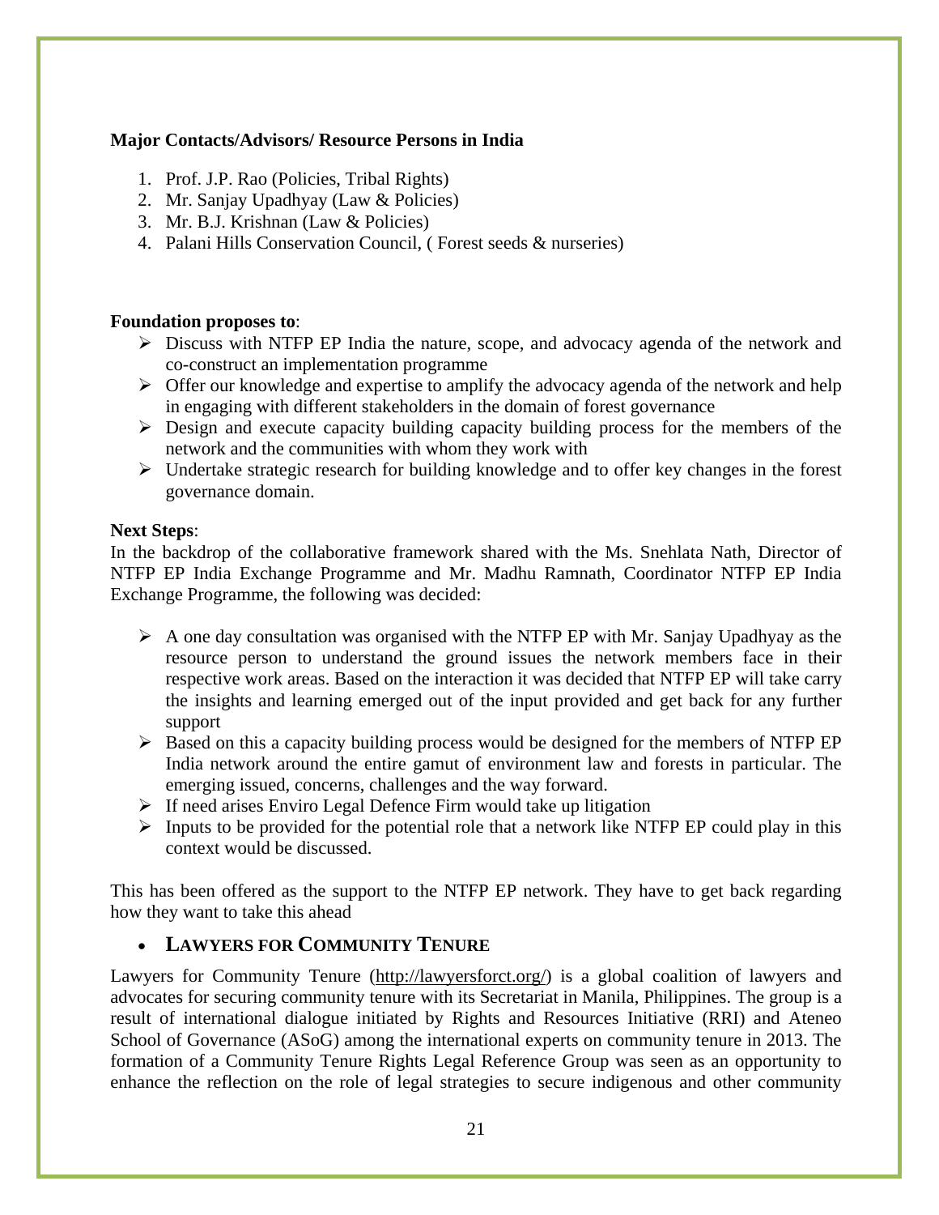**Major Contacts/Advisors/ Resource Persons in India**

1. Prof. J.P. Rao (Policies, Tribal Rights)
2. Mr. Sanjay Upadhyay (Law & Policies)
3. Mr. B.J. Krishnan (Law & Policies)
4. Palani Hills Conservation Council, ( Forest seeds & nurseries)

**Foundation proposes to**:

- Discuss with NTFP EP India the nature, scope, and advocacy agenda of the network and co-construct an implementation programme
- Offer our knowledge and expertise to amplify the advocacy agenda of the network and help in engaging with different stakeholders in the domain of forest governance
- Design and execute capacity building capacity building process for the members of the network and the communities with whom they work with
- Undertake strategic research for building knowledge and to offer key changes in the forest governance domain.

**Next Steps**:

In the backdrop of the collaborative framework shared with the Ms. Snehlata Nath, Director of NTFP EP India Exchange Programme and Mr. Madhu Ramnath, Coordinator NTFP EP India Exchange Programme, the following was decided:

- A one day consultation was organised with the NTFP EP with Mr. Sanjay Upadhyay as the resource person to understand the ground issues the network members face in their respective work areas. Based on the interaction it was decided that NTFP EP will take carry the insights and learning emerged out of the input provided and get back for any further support
- Based on this a capacity building process would be designed for the members of NTFP EP India network around the entire gamut of environment law and forests in particular. The emerging issued, concerns, challenges and the way forward.
- If need arises Enviro Legal Defence Firm would take up litigation
- Inputs to be provided for the potential role that a network like NTFP EP could play in this context would be discussed.

This has been offered as the support to the NTFP EP network. They have to get back regarding how they want to take this ahead

- **LAWYERS FOR COMMUNITY TENURE**

Lawyers for Community Tenure (http://lawyersforct.org/) is a global coalition of lawyers and advocates for securing community tenure with its Secretariat in Manila, Philippines. The group is a result of international dialogue initiated by Rights and Resources Initiative (RRI) and Ateneo School of Governance (ASoG) among the international experts on community tenure in 2013. The formation of a Community Tenure Rights Legal Reference Group was seen as an opportunity to enhance the reflection on the role of legal strategies to secure indigenous and other community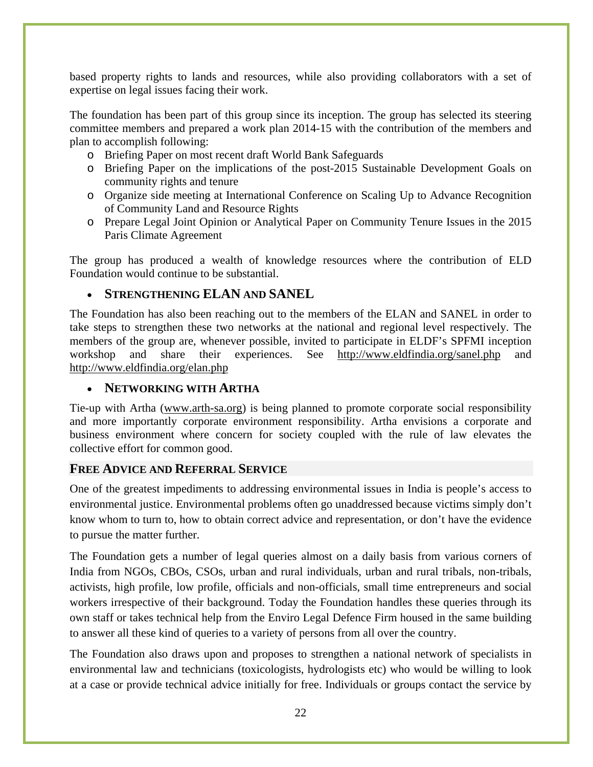based property rights to lands and resources, while also providing collaborators with a set of expertise on legal issues facing their work.

The foundation has been part of this group since its inception. The group has selected its steering committee members and prepared a work plan 2014-15 with the contribution of the members and plan to accomplish following:

- Briefing Paper on most recent draft World Bank Safeguards
- Briefing Paper on the implications of the post-2015 Sustainable Development Goals on community rights and tenure
- Organize side meeting at International Conference on Scaling Up to Advance Recognition of Community Land and Resource Rights
- Prepare Legal Joint Opinion or Analytical Paper on Community Tenure Issues in the 2015 Paris Climate Agreement

The group has produced a wealth of knowledge resources where the contribution of ELD Foundation would continue to be substantial.

- **STRENGTHENING ELAN AND SANEL**

The Foundation has also been reaching out to the members of the ELAN and SANEL in order to take steps to strengthen these two networks at the national and regional level respectively. The members of the group are, whenever possible, invited to participate in ELDF's SPFMI inception workshop and share their experiences. See http://www.eldfindia.org/sanel.php and http://www.eldfindia.org/elan.php

- **NETWORKING WITH ARTHA**

Tie-up with Artha (www.arth-sa.org) is being planned to promote corporate social responsibility and more importantly corporate environment responsibility. Artha envisions a corporate and business environment where concern for society coupled with the rule of law elevates the collective effort for common good.

## FREE ADVICE AND REFERRAL SERVICE

One of the greatest impediments to addressing environmental issues in India is people's access to environmental justice. Environmental problems often go unaddressed because victims simply don't know whom to turn to, how to obtain correct advice and representation, or don't have the evidence to pursue the matter further.

The Foundation gets a number of legal queries almost on a daily basis from various corners of India from NGOs, CBOs, CSOs, urban and rural individuals, urban and rural tribals, non-tribals, activists, high profile, low profile, officials and non-officials, small time entrepreneurs and social workers irrespective of their background. Today the Foundation handles these queries through its own staff or takes technical help from the Enviro Legal Defence Firm housed in the same building to answer all these kind of queries to a variety of persons from all over the country.

The Foundation also draws upon and proposes to strengthen a national network of specialists in environmental law and technicians (toxicologists, hydrologists etc) who would be willing to look at a case or provide technical advice initially for free. Individuals or groups contact the service by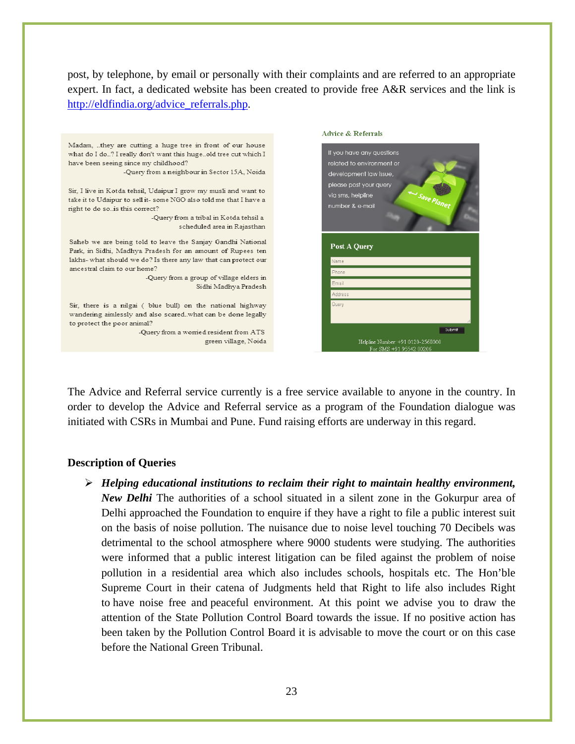post, by telephone, by email or personally with their complaints and are referred to an appropriate expert. In fact, a dedicated website has been created to provide free A&R services and the link is [http://eldfindia.org/advice_referrals.php](http://eldfindia.org/advice_referrals.php).

Madam, ..they are cutting a huge tree in front of our house what do I do..? I really don't want this huge..old tree cut which I have been seeing since my childhood?

-Query from a neighbour in Sector 15A, Noida

Sir, I live in Kotda tehsil, Udaipur I grow my musli and want to take it to Udaipur to sell it- some NGO also told me that I have a right to do so..is this correct?

-Query from a tribal in Kotda tehsil a scheduled area in Rajasthan

Saheb we are being told to leave the Sanjay Gandhi National Park, in Sidhi, Madhya Pradesh for an amount of Rupees ten lakhs- what should we do? Is there any law that can protect our ancestral claim to our home?

-Query from a group of village elders in Sidhi Madhya Pradesh

Sir, there is a nilgai ( blue bull) on the national highway wandering aimlessly and also scared..what can be done legally to protect the poor animal?

-Query from a worried resident from ATS green village, Noida

**Advice & Referrals**

If you have any questions related to environment or development law issue, please post your query via sms, helpline number & e-mail

**Post A Query**

Name
Phone
Email
Address
Query

Submit

Helpline Number: +91 0120-2568000
For SMS +91 95542 00206

The Advice and Referral service currently is a free service available to anyone in the country. In order to develop the Advice and Referral service as a program of the Foundation dialogue was initiated with CSRs in Mumbai and Pune. Fund raising efforts are underway in this regard.

**Description of Queries**

- ***Helping educational institutions to reclaim their right to maintain healthy environment, New Delhi*** The authorities of a school situated in a silent zone in the Gokurpur area of Delhi approached the Foundation to enquire if they have a right to file a public interest suit on the basis of noise pollution. The nuisance due to noise level touching 70 Decibels was detrimental to the school atmosphere where 9000 students were studying. The authorities were informed that a public interest litigation can be filed against the problem of noise pollution in a residential area which also includes schools, hospitals etc. The Hon'ble Supreme Court in their catena of Judgments held that Right to life also includes Right to have noise free and peaceful environment. At this point we advise you to draw the attention of the State Pollution Control Board towards the issue. If no positive action has been taken by the Pollution Control Board it is advisable to move the court or on this case before the National Green Tribunal.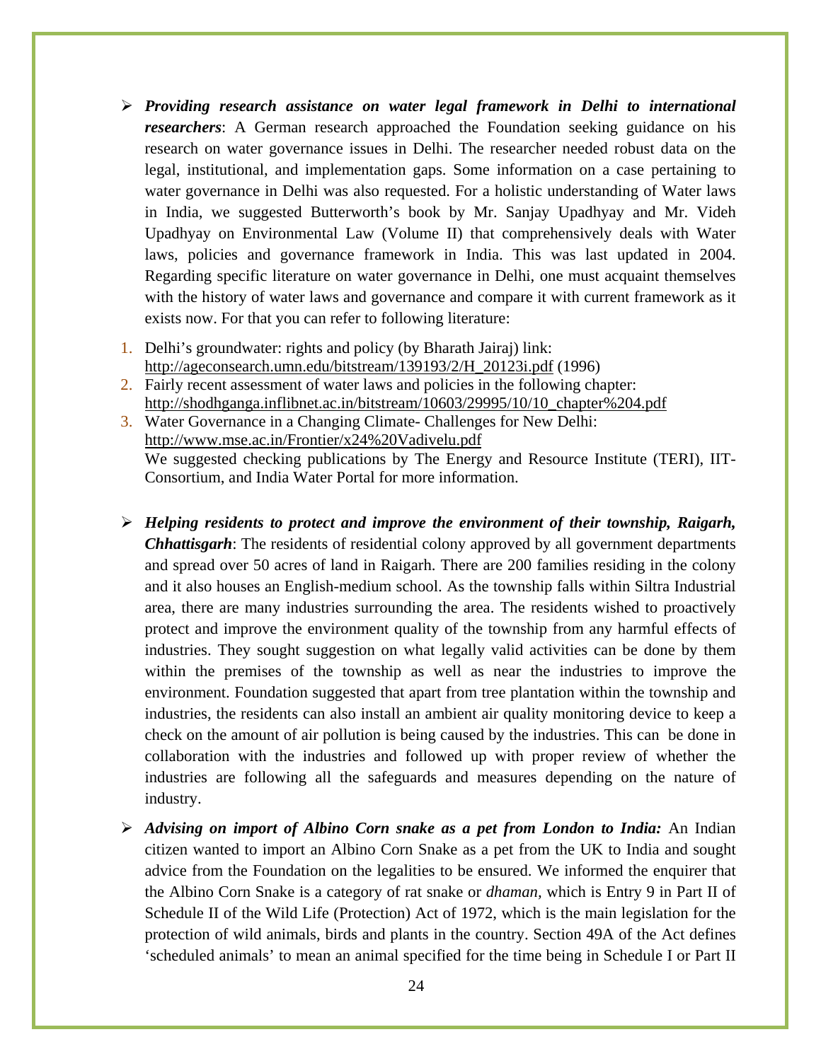- ***Providing research assistance on water legal framework in Delhi to international researchers***: A German research approached the Foundation seeking guidance on his research on water governance issues in Delhi. The researcher needed robust data on the legal, institutional, and implementation gaps. Some information on a case pertaining to water governance in Delhi was also requested. For a holistic understanding of Water laws in India, we suggested Butterworth's book by Mr. Sanjay Upadhyay and Mr. Videh Upadhyay on Environmental Law (Volume II) that comprehensively deals with Water laws, policies and governance framework in India. This was last updated in 2004. Regarding specific literature on water governance in Delhi, one must acquaint themselves with the history of water laws and governance and compare it with current framework as it exists now. For that you can refer to following literature:

1. Delhi's groundwater: rights and policy (by Bharath Jairaj) link: http://ageconsearch.umn.edu/bitstream/139193/2/H_20123i.pdf (1996)
2. Fairly recent assessment of water laws and policies in the following chapter: http://shodhganga.inflibnet.ac.in/bitstream/10603/29995/10/10_chapter%204.pdf
3. Water Governance in a Changing Climate- Challenges for New Delhi: http://www.mse.ac.in/Frontier/x24%20Vadivelu.pdf
   We suggested checking publications by The Energy and Resource Institute (TERI), IIT-Consortium, and India Water Portal for more information.

- ***Helping residents to protect and improve the environment of their township, Raigarh, Chhattisgarh***: The residents of residential colony approved by all government departments and spread over 50 acres of land in Raigarh. There are 200 families residing in the colony and it also houses an English-medium school. As the township falls within Siltra Industrial area, there are many industries surrounding the area. The residents wished to proactively protect and improve the environment quality of the township from any harmful effects of industries. They sought suggestion on what legally valid activities can be done by them within the premises of the township as well as near the industries to improve the environment. Foundation suggested that apart from tree plantation within the township and industries, the residents can also install an ambient air quality monitoring device to keep a check on the amount of air pollution is being caused by the industries. This can be done in collaboration with the industries and followed up with proper review of whether the industries are following all the safeguards and measures depending on the nature of industry.

- ***Advising on import of Albino Corn snake as a pet from London to India:*** An Indian citizen wanted to import an Albino Corn Snake as a pet from the UK to India and sought advice from the Foundation on the legalities to be ensured. We informed the enquirer that the Albino Corn Snake is a category of rat snake or *dhaman*, which is Entry 9 in Part II of Schedule II of the Wild Life (Protection) Act of 1972, which is the main legislation for the protection of wild animals, birds and plants in the country. Section 49A of the Act defines 'scheduled animals' to mean an animal specified for the time being in Schedule I or Part II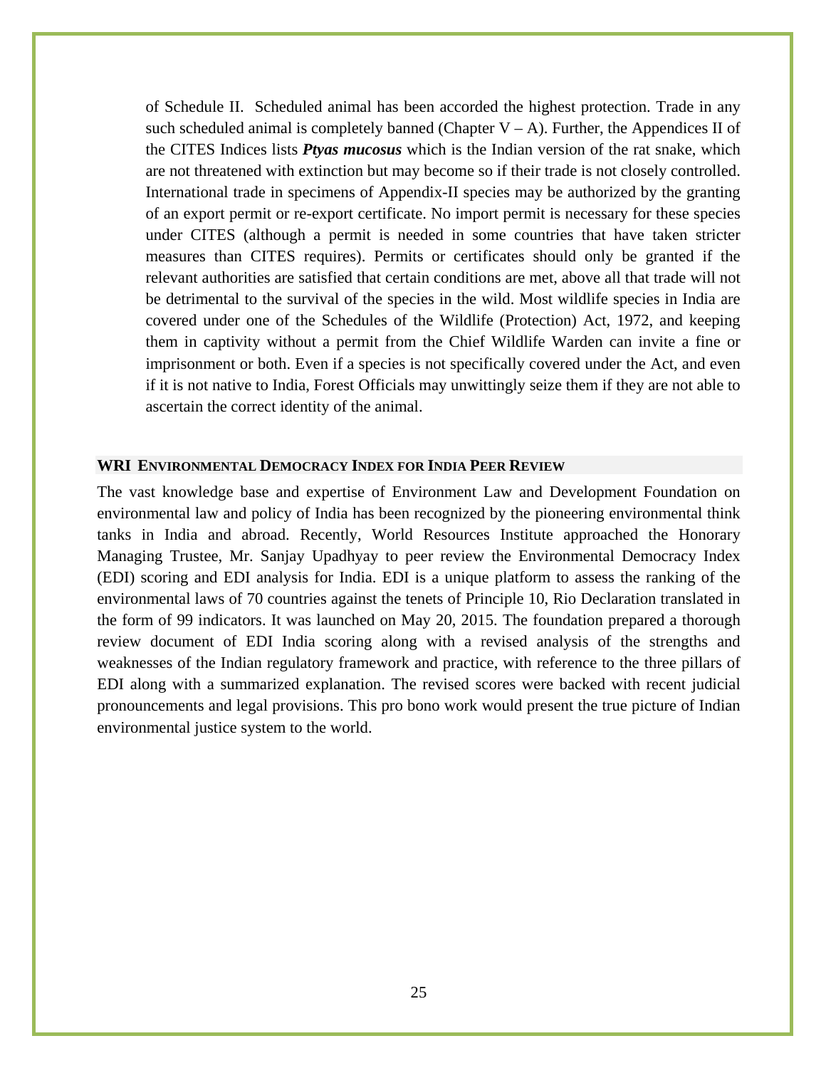of Schedule II. Scheduled animal has been accorded the highest protection. Trade in any such scheduled animal is completely banned (Chapter V – A). Further, the Appendices II of the CITES Indices lists ***Ptyas mucosus*** which is the Indian version of the rat snake, which are not threatened with extinction but may become so if their trade is not closely controlled. International trade in specimens of Appendix-II species may be authorized by the granting of an export permit or re-export certificate. No import permit is necessary for these species under CITES (although a permit is needed in some countries that have taken stricter measures than CITES requires). Permits or certificates should only be granted if the relevant authorities are satisfied that certain conditions are met, above all that trade will not be detrimental to the survival of the species in the wild. Most wildlife species in India are covered under one of the Schedules of the Wildlife (Protection) Act, 1972, and keeping them in captivity without a permit from the Chief Wildlife Warden can invite a fine or imprisonment or both. Even if a species is not specifically covered under the Act, and even if it is not native to India, Forest Officials may unwittingly seize them if they are not able to ascertain the correct identity of the animal.

## WRI Environmental Democracy Index for India Peer Review

The vast knowledge base and expertise of Environment Law and Development Foundation on environmental law and policy of India has been recognized by the pioneering environmental think tanks in India and abroad. Recently, World Resources Institute approached the Honorary Managing Trustee, Mr. Sanjay Upadhyay to peer review the Environmental Democracy Index (EDI) scoring and EDI analysis for India. EDI is a unique platform to assess the ranking of the environmental laws of 70 countries against the tenets of Principle 10, Rio Declaration translated in the form of 99 indicators. It was launched on May 20, 2015. The foundation prepared a thorough review document of EDI India scoring along with a revised analysis of the strengths and weaknesses of the Indian regulatory framework and practice, with reference to the three pillars of EDI along with a summarized explanation. The revised scores were backed with recent judicial pronouncements and legal provisions. This pro bono work would present the true picture of Indian environmental justice system to the world.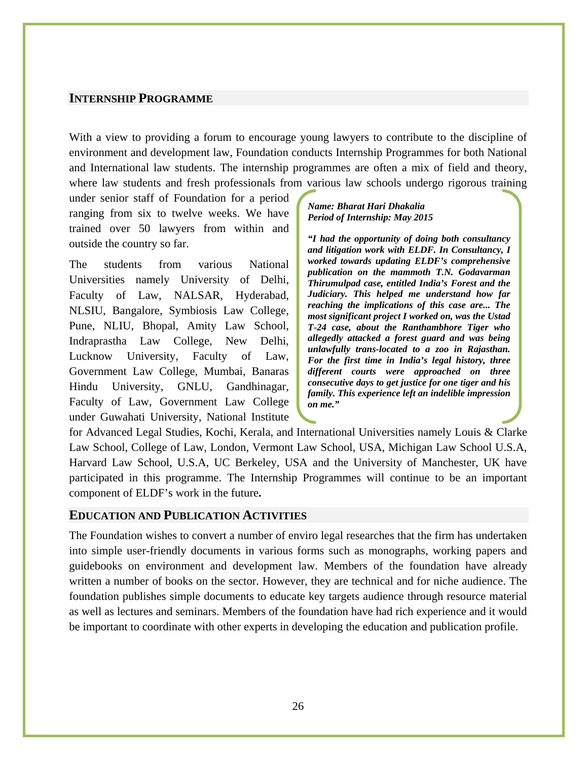## INTERNSHIP PROGRAMME

With a view to providing a forum to encourage young lawyers to contribute to the discipline of environment and development law, Foundation conducts Internship Programmes for both National and International law students. The internship programmes are often a mix of field and theory, where law students and fresh professionals from various law schools undergo rigorous training under senior staff of Foundation for a period ranging from six to twelve weeks. We have trained over 50 lawyers from within and outside the country so far.

The students from various National Universities namely University of Delhi, Faculty of Law, NALSAR, Hyderabad, NLSIU, Bangalore, Symbiosis Law College, Pune, NLIU, Bhopal, Amity Law School, Indraprastha Law College, New Delhi, Lucknow University, Faculty of Law, Government Law College, Mumbai, Banaras Hindu University, GNLU, Gandhinagar, Faculty of Law, Government Law College under Guwahati University, National Institute for Advanced Legal Studies, Kochi, Kerala, and International Universities namely Louis & Clarke Law School, College of Law, London, Vermont Law School, USA, Michigan Law School U.S.A, Harvard Law School, U.S.A, UC Berkeley, USA and the University of Manchester, UK have participated in this programme. The Internship Programmes will continue to be an important component of ELDF's work in the future**.**

> ***Name: Bharat Hari Dhakalia***
> ***Period of Internship: May 2015***
>
> ***"I had the opportunity of doing both consultancy and litigation work with ELDF. In Consultancy, I worked towards updating ELDF's comprehensive publication on the mammoth T.N. Godavarman Thirumulpad case, entitled India's Forest and the Judiciary. This helped me understand how far reaching the implications of this case are... The most significant project I worked on, was the Ustad T-24 case, about the Ranthambhore Tiger who allegedly attacked a forest guard and was being unlawfully trans-located to a zoo in Rajasthan. For the first time in India's legal history, three different courts were approached on three consecutive days to get justice for one tiger and his family. This experience left an indelible impression on me."***

## EDUCATION AND PUBLICATION ACTIVITIES

The Foundation wishes to convert a number of enviro legal researches that the firm has undertaken into simple user-friendly documents in various forms such as monographs, working papers and guidebooks on environment and development law. Members of the foundation have already written a number of books on the sector. However, they are technical and for niche audience. The foundation publishes simple documents to educate key targets audience through resource material as well as lectures and seminars. Members of the foundation have had rich experience and it would be important to coordinate with other experts in developing the education and publication profile.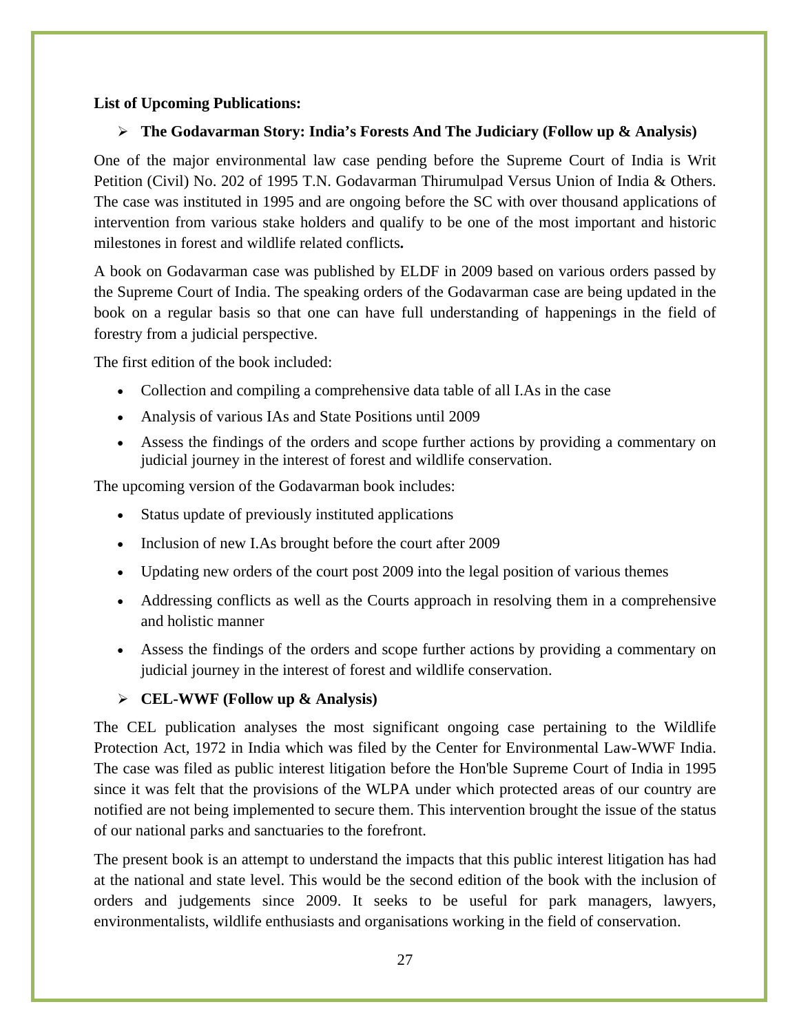**List of Upcoming Publications:**

- **The Godavarman Story: India's Forests And The Judiciary (Follow up & Analysis)**

One of the major environmental law case pending before the Supreme Court of India is Writ Petition (Civil) No. 202 of 1995 T.N. Godavarman Thirumulpad Versus Union of India & Others. The case was instituted in 1995 and are ongoing before the SC with over thousand applications of intervention from various stake holders and qualify to be one of the most important and historic milestones in forest and wildlife related conflicts**.**

A book on Godavarman case was published by ELDF in 2009 based on various orders passed by the Supreme Court of India. The speaking orders of the Godavarman case are being updated in the book on a regular basis so that one can have full understanding of happenings in the field of forestry from a judicial perspective.

The first edition of the book included:

- Collection and compiling a comprehensive data table of all I.As in the case
- Analysis of various IAs and State Positions until 2009
- Assess the findings of the orders and scope further actions by providing a commentary on judicial journey in the interest of forest and wildlife conservation.

The upcoming version of the Godavarman book includes:

- Status update of previously instituted applications
- Inclusion of new I.As brought before the court after 2009
- Updating new orders of the court post 2009 into the legal position of various themes
- Addressing conflicts as well as the Courts approach in resolving them in a comprehensive and holistic manner
- Assess the findings of the orders and scope further actions by providing a commentary on judicial journey in the interest of forest and wildlife conservation.

- **CEL-WWF (Follow up & Analysis)**

The CEL publication analyses the most significant ongoing case pertaining to the Wildlife Protection Act, 1972 in India which was filed by the Center for Environmental Law-WWF India. The case was filed as public interest litigation before the Hon'ble Supreme Court of India in 1995 since it was felt that the provisions of the WLPA under which protected areas of our country are notified are not being implemented to secure them. This intervention brought the issue of the status of our national parks and sanctuaries to the forefront.

The present book is an attempt to understand the impacts that this public interest litigation has had at the national and state level. This would be the second edition of the book with the inclusion of orders and judgements since 2009. It seeks to be useful for park managers, lawyers, environmentalists, wildlife enthusiasts and organisations working in the field of conservation.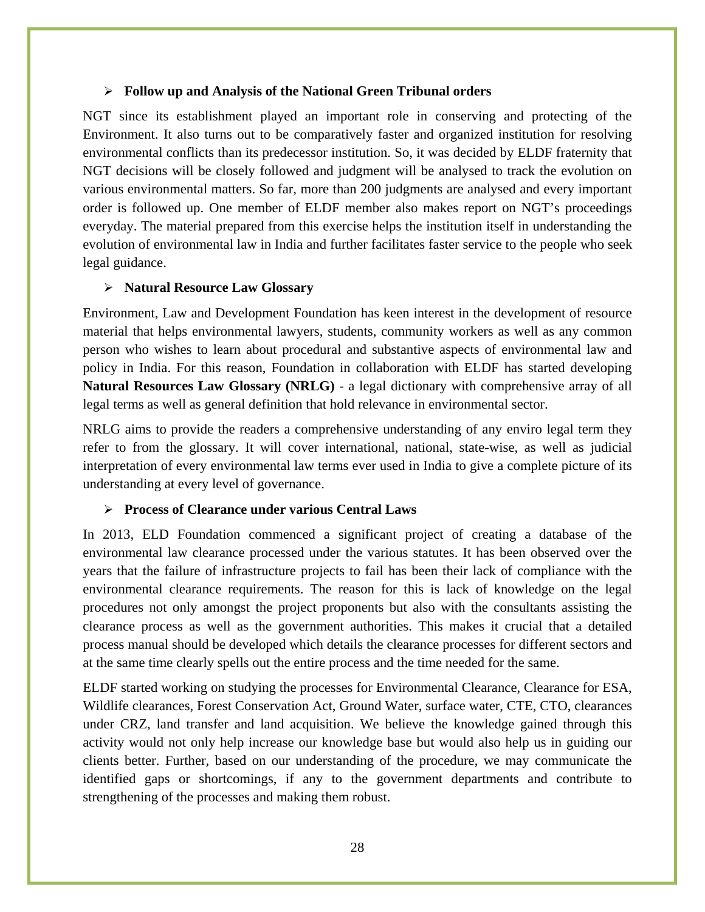- **Follow up and Analysis of the National Green Tribunal orders**

NGT since its establishment played an important role in conserving and protecting of the Environment. It also turns out to be comparatively faster and organized institution for resolving environmental conflicts than its predecessor institution. So, it was decided by ELDF fraternity that NGT decisions will be closely followed and judgment will be analysed to track the evolution on various environmental matters. So far, more than 200 judgments are analysed and every important order is followed up. One member of ELDF member also makes report on NGT's proceedings everyday. The material prepared from this exercise helps the institution itself in understanding the evolution of environmental law in India and further facilitates faster service to the people who seek legal guidance.

- **Natural Resource Law Glossary**

Environment, Law and Development Foundation has keen interest in the development of resource material that helps environmental lawyers, students, community workers as well as any common person who wishes to learn about procedural and substantive aspects of environmental law and policy in India. For this reason, Foundation in collaboration with ELDF has started developing **Natural Resources Law Glossary (NRLG)** - a legal dictionary with comprehensive array of all legal terms as well as general definition that hold relevance in environmental sector.

NRLG aims to provide the readers a comprehensive understanding of any enviro legal term they refer to from the glossary. It will cover international, national, state-wise, as well as judicial interpretation of every environmental law terms ever used in India to give a complete picture of its understanding at every level of governance.

- **Process of Clearance under various Central Laws**

In 2013, ELD Foundation commenced a significant project of creating a database of the environmental law clearance processed under the various statutes. It has been observed over the years that the failure of infrastructure projects to fail has been their lack of compliance with the environmental clearance requirements. The reason for this is lack of knowledge on the legal procedures not only amongst the project proponents but also with the consultants assisting the clearance process as well as the government authorities. This makes it crucial that a detailed process manual should be developed which details the clearance processes for different sectors and at the same time clearly spells out the entire process and the time needed for the same.

ELDF started working on studying the processes for Environmental Clearance, Clearance for ESA, Wildlife clearances, Forest Conservation Act, Ground Water, surface water, CTE, CTO, clearances under CRZ, land transfer and land acquisition. We believe the knowledge gained through this activity would not only help increase our knowledge base but would also help us in guiding our clients better. Further, based on our understanding of the procedure, we may communicate the identified gaps or shortcomings, if any to the government departments and contribute to strengthening of the processes and making them robust.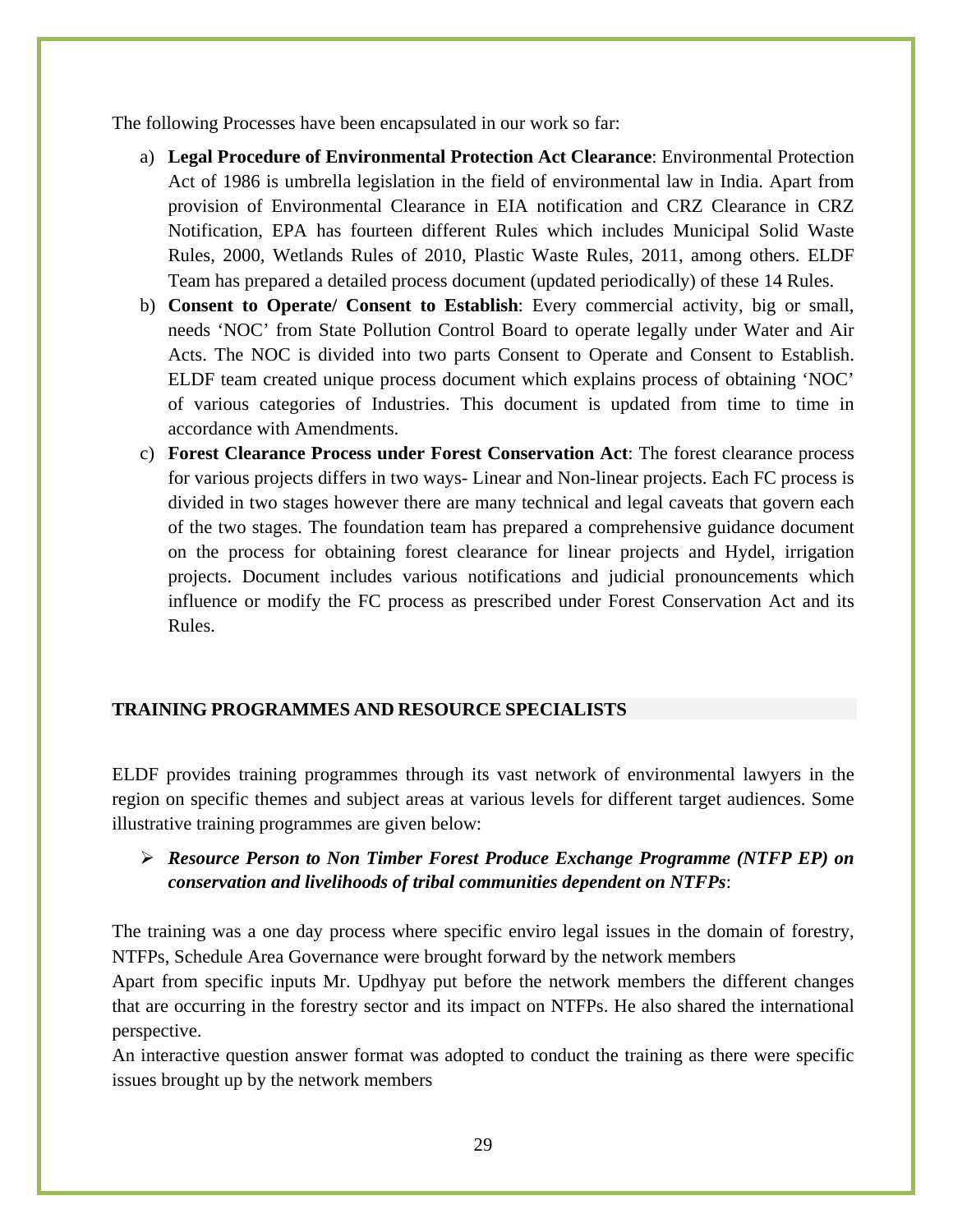The following Processes have been encapsulated in our work so far:

a) **Legal Procedure of Environmental Protection Act Clearance**: Environmental Protection Act of 1986 is umbrella legislation in the field of environmental law in India. Apart from provision of Environmental Clearance in EIA notification and CRZ Clearance in CRZ Notification, EPA has fourteen different Rules which includes Municipal Solid Waste Rules, 2000, Wetlands Rules of 2010, Plastic Waste Rules, 2011, among others. ELDF Team has prepared a detailed process document (updated periodically) of these 14 Rules.
b) **Consent to Operate/ Consent to Establish**: Every commercial activity, big or small, needs 'NOC' from State Pollution Control Board to operate legally under Water and Air Acts. The NOC is divided into two parts Consent to Operate and Consent to Establish. ELDF team created unique process document which explains process of obtaining 'NOC' of various categories of Industries. This document is updated from time to time in accordance with Amendments.
c) **Forest Clearance Process under Forest Conservation Act**: The forest clearance process for various projects differs in two ways- Linear and Non-linear projects. Each FC process is divided in two stages however there are many technical and legal caveats that govern each of the two stages. The foundation team has prepared a comprehensive guidance document on the process for obtaining forest clearance for linear projects and Hydel, irrigation projects. Document includes various notifications and judicial pronouncements which influence or modify the FC process as prescribed under Forest Conservation Act and its Rules.

## TRAINING PROGRAMMES AND RESOURCE SPECIALISTS

ELDF provides training programmes through its vast network of environmental lawyers in the region on specific themes and subject areas at various levels for different target audiences. Some illustrative training programmes are given below:

- ***Resource Person to Non Timber Forest Produce Exchange Programme (NTFP EP) on conservation and livelihoods of tribal communities dependent on NTFPs***:

The training was a one day process where specific enviro legal issues in the domain of forestry, NTFPs, Schedule Area Governance were brought forward by the network members

Apart from specific inputs Mr. Updhyay put before the network members the different changes that are occurring in the forestry sector and its impact on NTFPs. He also shared the international perspective.

An interactive question answer format was adopted to conduct the training as there were specific issues brought up by the network members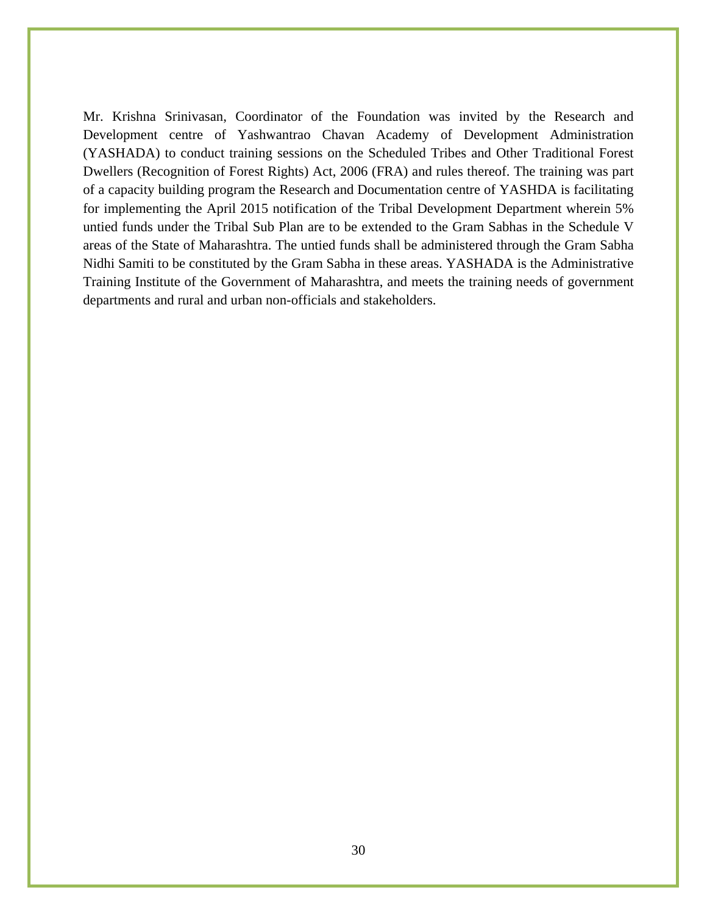Mr. Krishna Srinivasan, Coordinator of the Foundation was invited by the Research and Development centre of Yashwantrao Chavan Academy of Development Administration (YASHADA) to conduct training sessions on the Scheduled Tribes and Other Traditional Forest Dwellers (Recognition of Forest Rights) Act, 2006 (FRA) and rules thereof. The training was part of a capacity building program the Research and Documentation centre of YASHDA is facilitating for implementing the April 2015 notification of the Tribal Development Department wherein 5% untied funds under the Tribal Sub Plan are to be extended to the Gram Sabhas in the Schedule V areas of the State of Maharashtra. The untied funds shall be administered through the Gram Sabha Nidhi Samiti to be constituted by the Gram Sabha in these areas. YASHADA is the Administrative Training Institute of the Government of Maharashtra, and meets the training needs of government departments and rural and urban non-officials and stakeholders.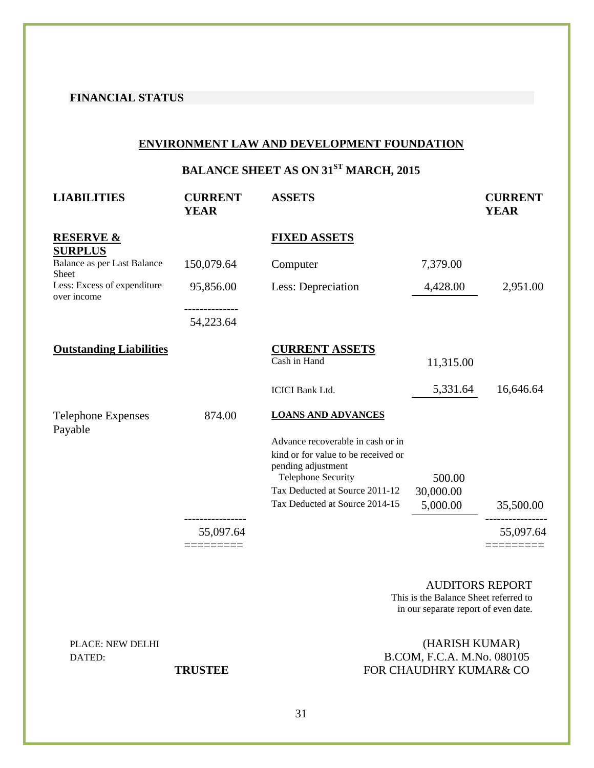## FINANCIAL STATUS

### ENVIRONMENT LAW AND DEVELOPMENT FOUNDATION

### BALANCE SHEET AS ON 31ST MARCH, 2015

| LIABILITIES | CURRENT YEAR | ASSETS | | CURRENT YEAR |
|---|---|---|---|---|
| **RESERVE & SURPLUS** | | **FIXED ASSETS** | | |
| Balance as per Last Balance Sheet | 150,079.64 | Computer | 7,379.00 | |
| Less: Excess of expenditure over income | 95,856.00 | Less: Depreciation | 4,428.00 | 2,951.00 |
| | 54,223.64 | | | |
| **Outstanding Liabilities** | | **CURRENT ASSETS** | | |
| | | Cash in Hand | 11,315.00 | |
| | | ICICI Bank Ltd. | 5,331.64 | 16,646.64 |
| Telephone Expenses Payable | 874.00 | **LOANS AND ADVANCES** | | |
| | | Advance recoverable in cash or in kind or for value to be received or pending adjustment | | |
| | | Telephone Security | 500.00 | |
| | | Tax Deducted at Source 2011-12 | 30,000.00 | |
| | | Tax Deducted at Source 2014-15 | 5,000.00 | 35,500.00 |
| | 55,097.64 | | | 55,097.64 |

AUDITORS REPORT
This is the Balance Sheet referred to in our separate report of even date.

PLACE: NEW DELHI
DATED:

**TRUSTEE**

(HARISH KUMAR)
B.COM, F.C.A. M.No. 080105
FOR CHAUDHRY KUMAR& CO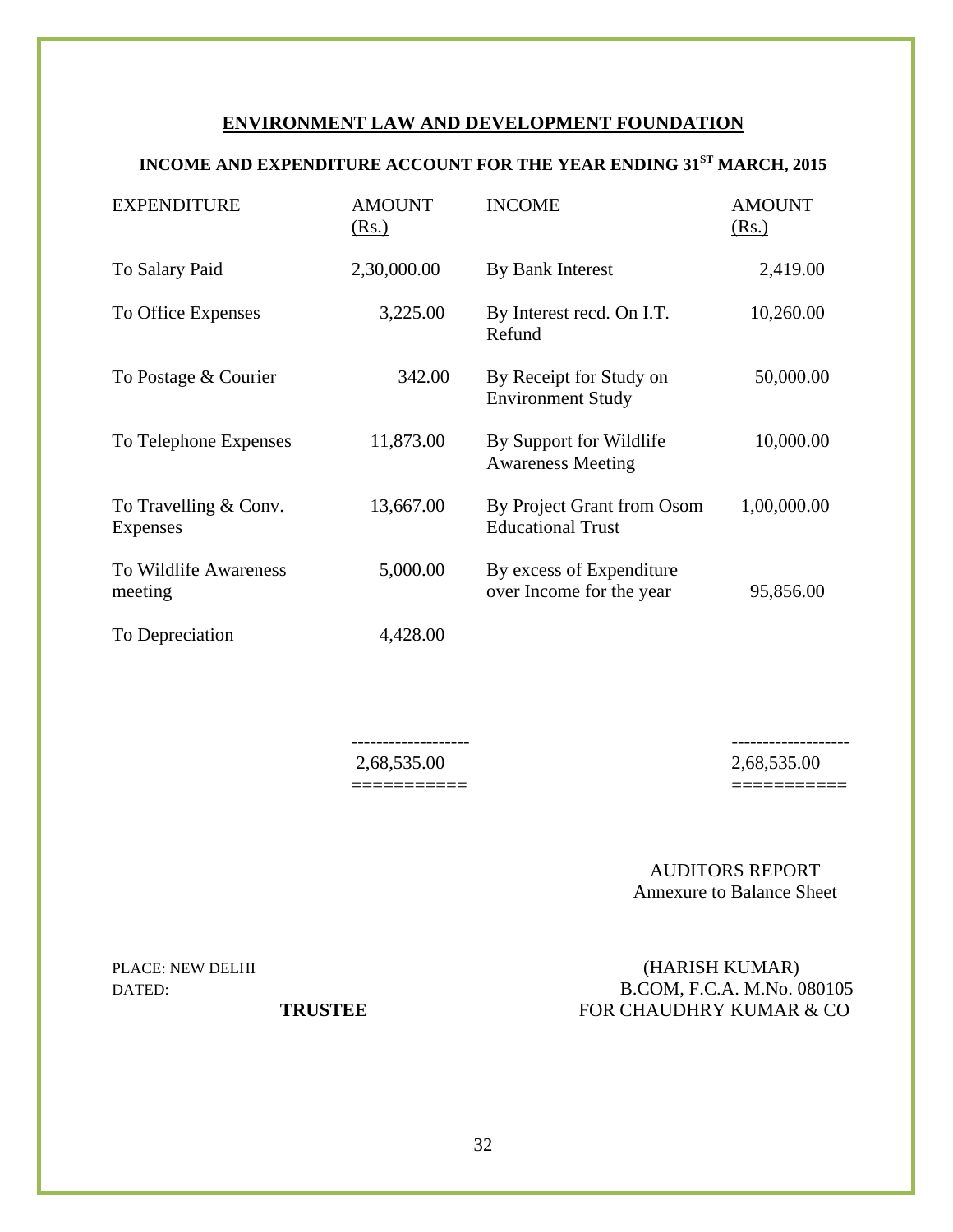## ENVIRONMENT LAW AND DEVELOPMENT FOUNDATION

### INCOME AND EXPENDITURE ACCOUNT FOR THE YEAR ENDING 31ST MARCH, 2015

| EXPENDITURE | AMOUNT (Rs.) | INCOME | AMOUNT (Rs.) |
|---|---|---|---|
| To Salary Paid | 2,30,000.00 | By Bank Interest | 2,419.00 |
| To Office Expenses | 3,225.00 | By Interest recd. On I.T. Refund | 10,260.00 |
| To Postage & Courier | 342.00 | By Receipt for Study on Environment Study | 50,000.00 |
| To Telephone Expenses | 11,873.00 | By Support for Wildlife Awareness Meeting | 10,000.00 |
| To Travelling & Conv. Expenses | 13,667.00 | By Project Grant from Osom Educational Trust | 1,00,000.00 |
| To Wildlife Awareness meeting | 5,000.00 | By excess of Expenditure over Income for the year | 95,856.00 |
| To Depreciation | 4,428.00 | | |
| | 2,68,535.00 | | 2,68,535.00 |

AUDITORS REPORT
Annexure to Balance Sheet

PLACE: NEW DELHI
DATED:

**TRUSTEE**

(HARISH KUMAR)
B.COM, F.C.A. M.No. 080105
FOR CHAUDHRY KUMAR & CO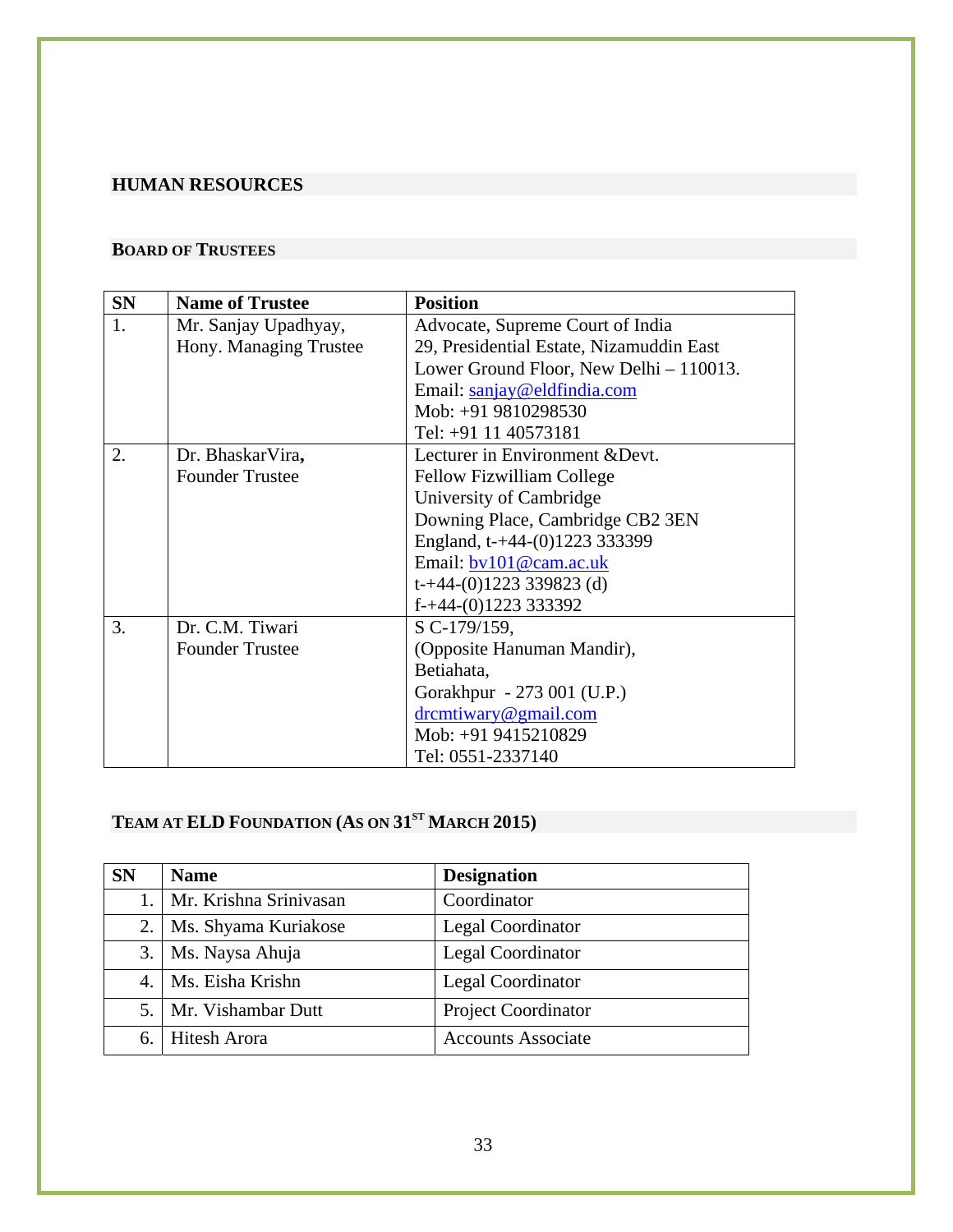## HUMAN RESOURCES

### BOARD OF TRUSTEES

| SN | Name of Trustee | Position |
|---|---|---|
| 1. | Mr. Sanjay Upadhyay,<br>Hony. Managing Trustee | Advocate, Supreme Court of India<br>29, Presidential Estate, Nizamuddin East<br>Lower Ground Floor, New Delhi – 110013.<br>Email: sanjay@eldfindia.com<br>Mob: +91 9810298530<br>Tel: +91 11 40573181 |
| 2. | Dr. BhaskarVira,<br>Founder Trustee | Lecturer in Environment &Devt.<br>Fellow Fizwilliam College<br>University of Cambridge<br>Downing Place, Cambridge CB2 3EN<br>England, t-+44-(0)1223 333399<br>Email: bv101@cam.ac.uk<br>t-+44-(0)1223 339823 (d)<br>f-+44-(0)1223 333392 |
| 3. | Dr. C.M. Tiwari<br>Founder Trustee | S C-179/159,<br>(Opposite Hanuman Mandir),<br>Betiahata,<br>Gorakhpur - 273 001 (U.P.)<br>drcmtiwary@gmail.com<br>Mob: +91 9415210829<br>Tel: 0551-2337140 |

### TEAM AT ELD FOUNDATION (AS ON 31ST MARCH 2015)

| SN | Name | Designation |
|---|---|---|
| 1. | Mr. Krishna Srinivasan | Coordinator |
| 2. | Ms. Shyama Kuriakose | Legal Coordinator |
| 3. | Ms. Naysa Ahuja | Legal Coordinator |
| 4. | Ms. Eisha Krishn | Legal Coordinator |
| 5. | Mr. Vishambar Dutt | Project Coordinator |
| 6. | Hitesh Arora | Accounts Associate |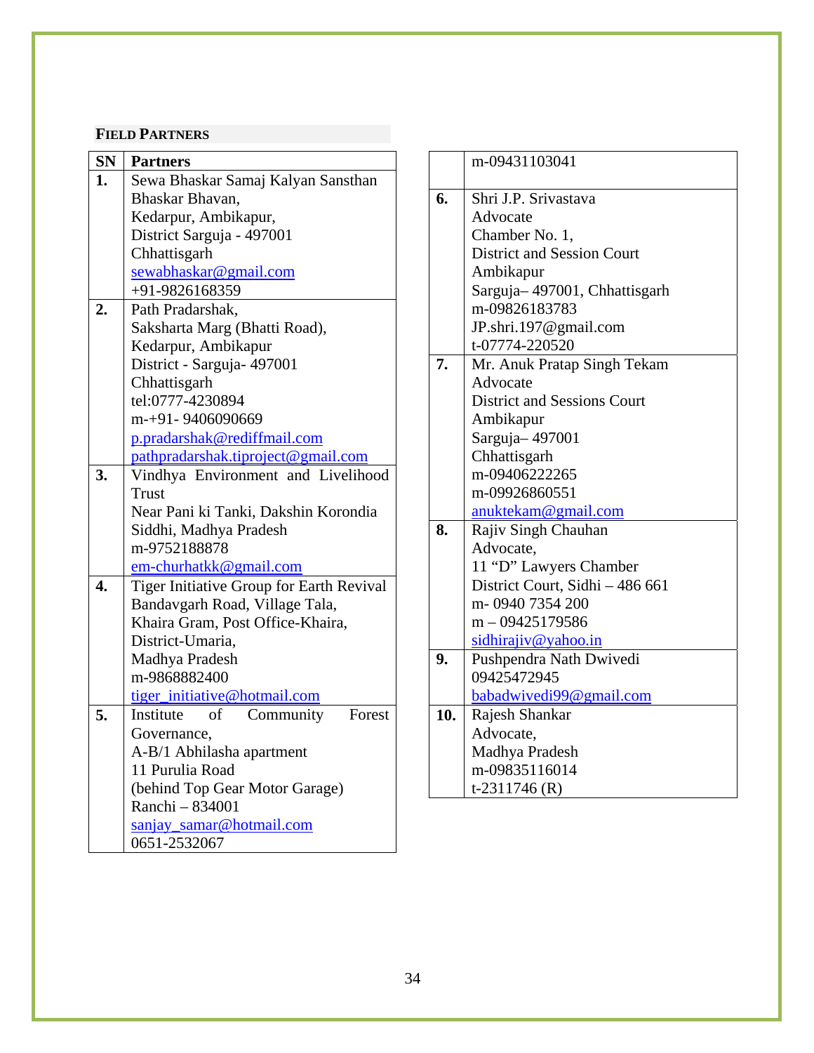**FIELD PARTNERS**

| SN | Partners |
|---|---|
| **1.** | Sewa Bhaskar Samaj Kalyan Sansthan<br>Bhaskar Bhavan,<br>Kedarpur, Ambikapur,<br>District Sarguja - 497001<br>Chhattisgarh<br>sewabhaskar@gmail.com<br>+91-9826168359 |
| **2.** | Path Pradarshak,<br>Saksharta Marg (Bhatti Road),<br>Kedarpur, Ambikapur<br>District - Sarguja- 497001<br>Chhattisgarh<br>tel:0777-4230894<br>m-+91- 9406090669<br>p.pradarshak@rediffmail.com<br>pathpradarshak.tiproject@gmail.com |
| **3.** | Vindhya Environment and Livelihood Trust<br>Near Pani ki Tanki, Dakshin Korondia<br>Siddhi, Madhya Pradesh<br>m-9752188878<br>em-churhatkk@gmail.com |
| **4.** | Tiger Initiative Group for Earth Revival<br>Bandavgarh Road, Village Tala,<br>Khaira Gram, Post Office-Khaira,<br>District-Umaria,<br>Madhya Pradesh<br>m-9868882400<br>tiger_initiative@hotmail.com |
| **5.** | Institute of Community Forest Governance,<br>A-B/1 Abhilasha apartment<br>11 Purulia Road<br>(behind Top Gear Motor Garage)<br>Ranchi – 834001<br>sanjay_samar@hotmail.com<br>0651-2532067<br>m-09431103041 |
| **6.** | Shri J.P. Srivastava<br>Advocate<br>Chamber No. 1,<br>District and Session Court<br>Ambikapur<br>Sarguja– 497001, Chhattisgarh<br>m-09826183783<br>JP.shri.197@gmail.com<br>t-07774-220520 |
| **7.** | Mr. Anuk Pratap Singh Tekam<br>Advocate<br>District and Sessions Court<br>Ambikapur<br>Sarguja– 497001<br>Chhattisgarh<br>m-09406222265<br>m-09926860551<br>anuktekam@gmail.com |
| **8.** | Rajiv Singh Chauhan<br>Advocate,<br>11 "D" Lawyers Chamber<br>District Court, Sidhi – 486 661<br>m- 0940 7354 200<br>m – 09425179586<br>sidhirajiv@yahoo.in |
| **9.** | Pushpendra Nath Dwivedi<br>09425472945<br>babadwivedi99@gmail.com |
| **10.** | Rajesh Shankar<br>Advocate,<br>Madhya Pradesh<br>m-09835116014<br>t-2311746 (R) |